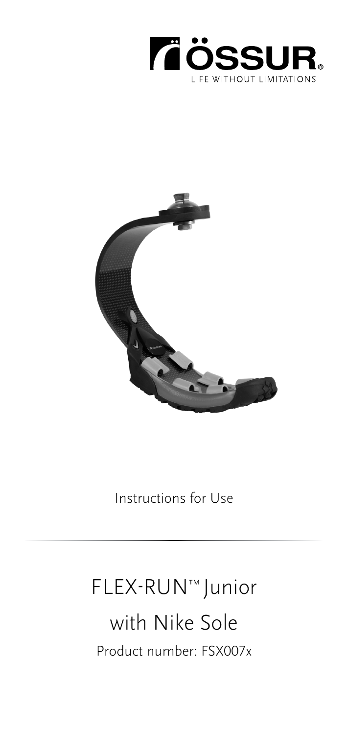ÖSSUR®

LIFE WITHOUT LIMITATIONS

Instructions for Use

# FLEX-RUN™ Junior

## with Nike Sole

Product number: FSX007x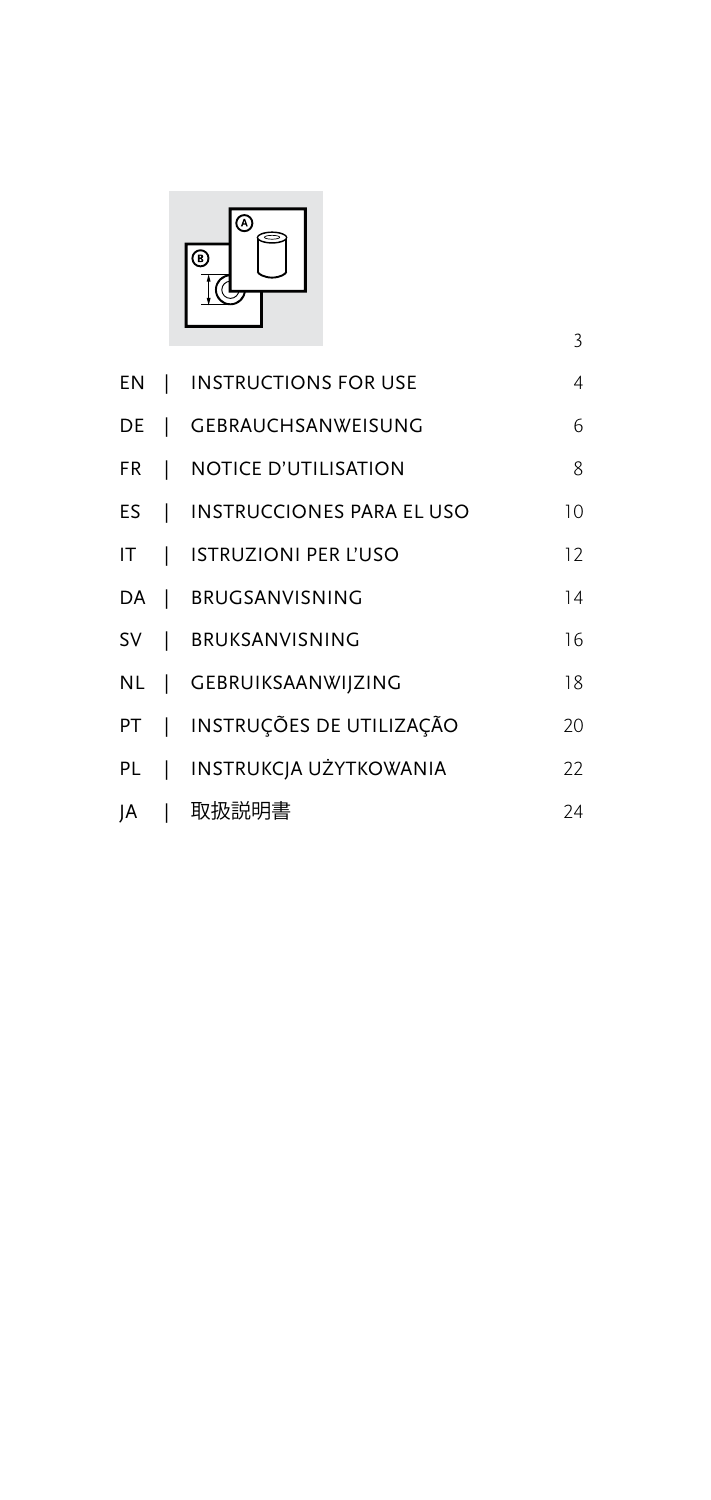| | | |
|---|---|---|
| | | 3 |
| EN | INSTRUCTIONS FOR USE | 4 |
| DE | GEBRAUCHSANWEISUNG | 6 |
| FR | NOTICE D'UTILISATION | 8 |
| ES | INSTRUCCIONES PARA EL USO | 10 |
| IT | ISTRUZIONI PER L'USO | 12 |
| DA | BRUGSANVISNING | 14 |
| SV | BRUKSANVISNING | 16 |
| NL | GEBRUIKSAANWIJZING | 18 |
| PT | INSTRUÇÕES DE UTILIZAÇÃO | 20 |
| PL | INSTRUKCJA UŻYTKOWANIA | 22 |
| JA | 取扱説明書 | 24 |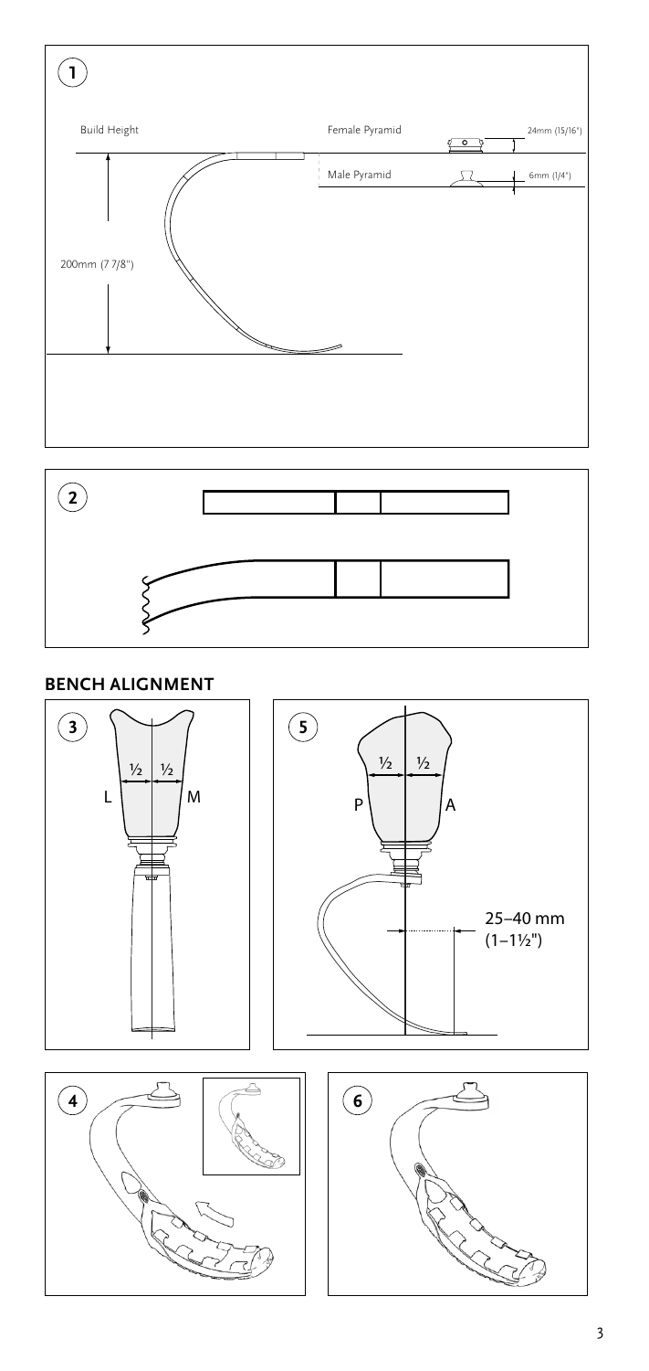1

Build Height

Female Pyramid 24mm (15/16")

Male Pyramid 6mm (1/4")

200mm (7 7/8")

2

## BENCH ALIGNMENT

3

½ ½

L M

5

½ ½

P A

25–40 mm
(1–1½")

4

6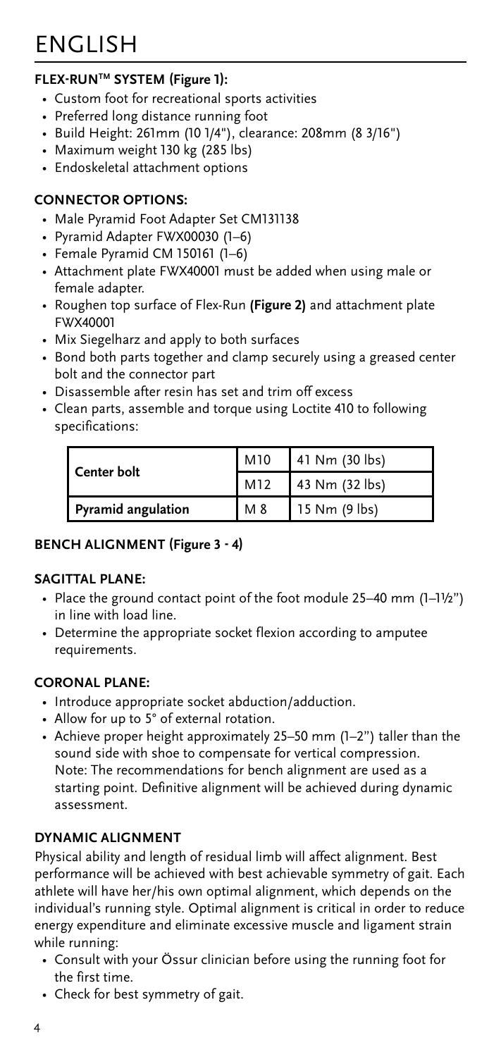# ENGLISH

### FLEX-RUN™ SYSTEM (Figure 1):

- Custom foot for recreational sports activities
- Preferred long distance running foot
- Build Height: 261mm (10 1/4"), clearance: 208mm (8 3/16")
- Maximum weight 130 kg (285 lbs)
- Endoskeletal attachment options

### CONNECTOR OPTIONS:

- Male Pyramid Foot Adapter Set CM131138
- Pyramid Adapter FWX00030 (1–6)
- Female Pyramid CM 150161 (1–6)
- Attachment plate FWX40001 must be added when using male or female adapter.
- Roughen top surface of Flex-Run **(Figure 2)** and attachment plate FWX40001
- Mix Siegelharz and apply to both surfaces
- Bond both parts together and clamp securely using a greased center bolt and the connector part
- Disassemble after resin has set and trim off excess
- Clean parts, assemble and torque using Loctite 410 to following specifications:

| | | |
|---|---|---|
| **Center bolt** | M10 | 41 Nm (30 lbs) |
| | M12 | 43 Nm (32 lbs) |
| **Pyramid angulation** | M 8 | 15 Nm (9 lbs) |

### BENCH ALIGNMENT (Figure 3 - 4)

#### SAGITTAL PLANE:

- Place the ground contact point of the foot module 25–40 mm (1–1½") in line with load line.
- Determine the appropriate socket flexion according to amputee requirements.

#### CORONAL PLANE:

- Introduce appropriate socket abduction/adduction.
- Allow for up to 5° of external rotation.
- Achieve proper height approximately 25–50 mm (1–2") taller than the sound side with shoe to compensate for vertical compression.
  Note: The recommendations for bench alignment are used as a starting point. Definitive alignment will be achieved during dynamic assessment.

### DYNAMIC ALIGNMENT

Physical ability and length of residual limb will affect alignment. Best performance will be achieved with best achievable symmetry of gait. Each athlete will have her/his own optimal alignment, which depends on the individual's running style. Optimal alignment is critical in order to reduce energy expenditure and eliminate excessive muscle and ligament strain while running:

- Consult with your Össur clinician before using the running foot for the first time.
- Check for best symmetry of gait.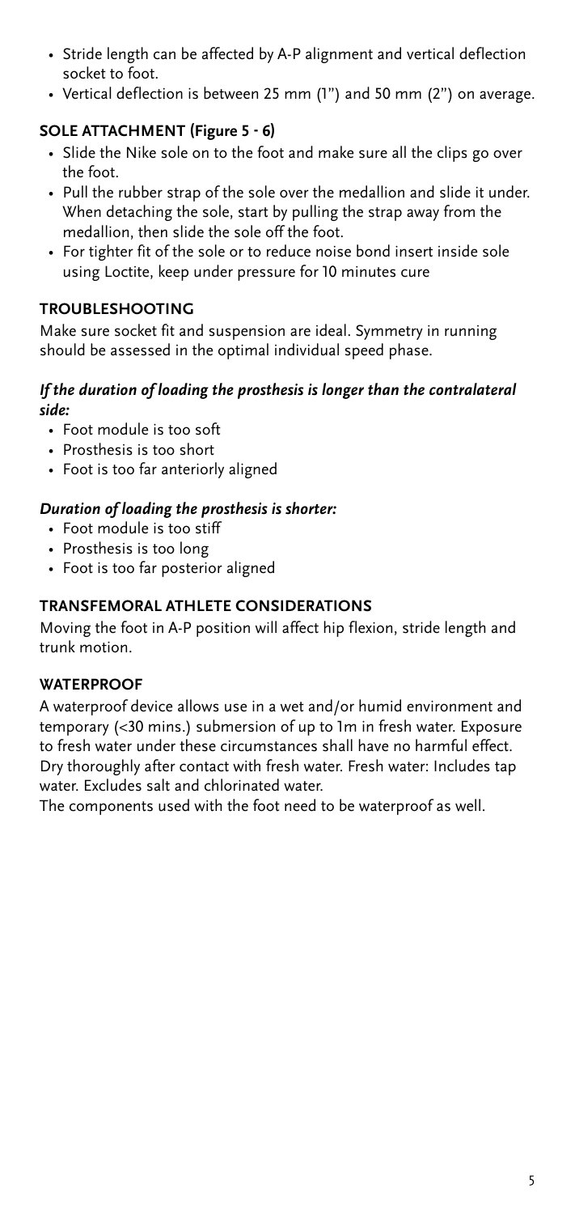- Stride length can be affected by A-P alignment and vertical deflection socket to foot.
- Vertical deflection is between 25 mm (1") and 50 mm (2") on average.

### SOLE ATTACHMENT (Figure 5 - 6)

- Slide the Nike sole on to the foot and make sure all the clips go over the foot.
- Pull the rubber strap of the sole over the medallion and slide it under. When detaching the sole, start by pulling the strap away from the medallion, then slide the sole off the foot.
- For tighter fit of the sole or to reduce noise bond insert inside sole using Loctite, keep under pressure for 10 minutes cure

### TROUBLESHOOTING

Make sure socket fit and suspension are ideal. Symmetry in running should be assessed in the optimal individual speed phase.

#### *If the duration of loading the prosthesis is longer than the contralateral side:*

- Foot module is too soft
- Prosthesis is too short
- Foot is too far anteriorly aligned

#### *Duration of loading the prosthesis is shorter:*

- Foot module is too stiff
- Prosthesis is too long
- Foot is too far posterior aligned

### TRANSFEMORAL ATHLETE CONSIDERATIONS

Moving the foot in A-P position will affect hip flexion, stride length and trunk motion.

### WATERPROOF

A waterproof device allows use in a wet and/or humid environment and temporary (<30 mins.) submersion of up to 1m in fresh water. Exposure to fresh water under these circumstances shall have no harmful effect. Dry thoroughly after contact with fresh water. Fresh water: Includes tap water. Excludes salt and chlorinated water.

The components used with the foot need to be waterproof as well.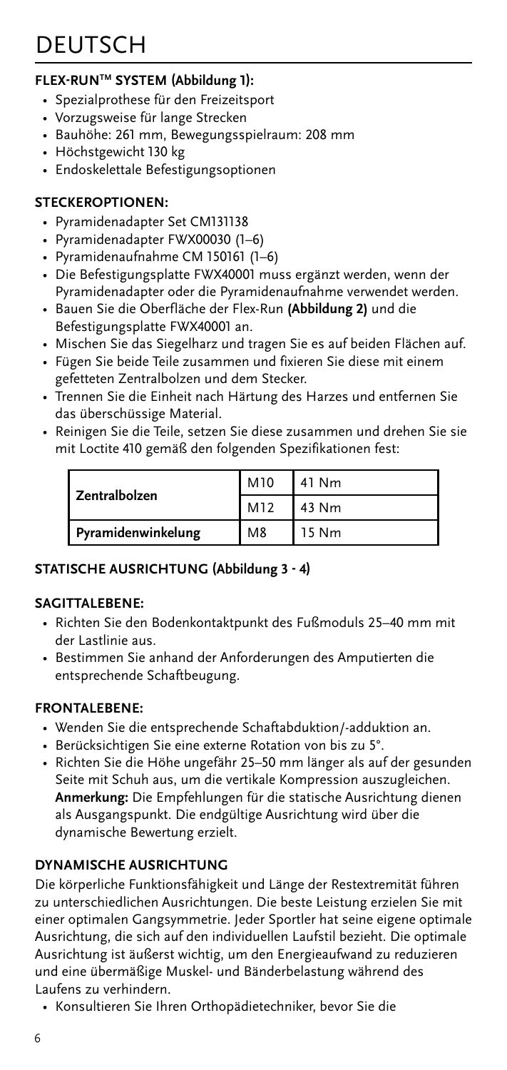# DEUTSCH

**FLEX-RUN™ SYSTEM (Abbildung 1):**

- Spezialprothese für den Freizeitsport
- Vorzugsweise für lange Strecken
- Bauhöhe: 261 mm, Bewegungsspielraum: 208 mm
- Höchstgewicht 130 kg
- Endoskelettale Befestigungsoptionen

**STECKEROPTIONEN:**

- Pyramidenadapter Set CM131138
- Pyramidenadapter FWX00030 (1–6)
- Pyramidenaufnahme CM 150161 (1–6)
- Die Befestigungsplatte FWX40001 muss ergänzt werden, wenn der Pyramidenadapter oder die Pyramidenaufnahme verwendet werden.
- Bauen Sie die Oberfläche der Flex-Run **(Abbildung 2)** und die Befestigungsplatte FWX40001 an.
- Mischen Sie das Siegelharz und tragen Sie es auf beiden Flächen auf.
- Fügen Sie beide Teile zusammen und fixieren Sie diese mit einem gefetteten Zentralbolzen und dem Stecker.
- Trennen Sie die Einheit nach Härtung des Harzes und entfernen Sie das überschüssige Material.
- Reinigen Sie die Teile, setzen Sie diese zusammen und drehen Sie sie mit Loctite 410 gemäß den folgenden Spezifikationen fest:

| | | |
|---|---|---|
| **Zentralbolzen** | M10 | 41 Nm |
| | M12 | 43 Nm |
| **Pyramidenwinkelung** | M8 | 15 Nm |

**STATISCHE AUSRICHTUNG (Abbildung 3 - 4)**

**SAGITTALEBENE:**

- Richten Sie den Bodenkontaktpunkt des Fußmoduls 25–40 mm mit der Lastlinie aus.
- Bestimmen Sie anhand der Anforderungen des Amputierten die entsprechende Schaftbeugung.

**FRONTALEBENE:**

- Wenden Sie die entsprechende Schaftabduktion/-adduktion an.
- Berücksichtigen Sie eine externe Rotation von bis zu 5°.
- Richten Sie die Höhe ungefähr 25–50 mm länger als auf der gesunden Seite mit Schuh aus, um die vertikale Kompression auszugleichen.
  **Anmerkung:** Die Empfehlungen für die statische Ausrichtung dienen als Ausgangspunkt. Die endgültige Ausrichtung wird über die dynamische Bewertung erzielt.

**DYNAMISCHE AUSRICHTUNG**

Die körperliche Funktionsfähigkeit und Länge der Restextremität führen zu unterschiedlichen Ausrichtungen. Die beste Leistung erzielen Sie mit einer optimalen Gangsymmetrie. Jeder Sportler hat seine eigene optimale Ausrichtung, die sich auf den individuellen Laufstil bezieht. Die optimale Ausrichtung ist äußerst wichtig, um den Energieaufwand zu reduzieren und eine übermäßige Muskel- und Bänderbelastung während des Laufens zu verhindern.

- Konsultieren Sie Ihren Orthopädietechniker, bevor Sie die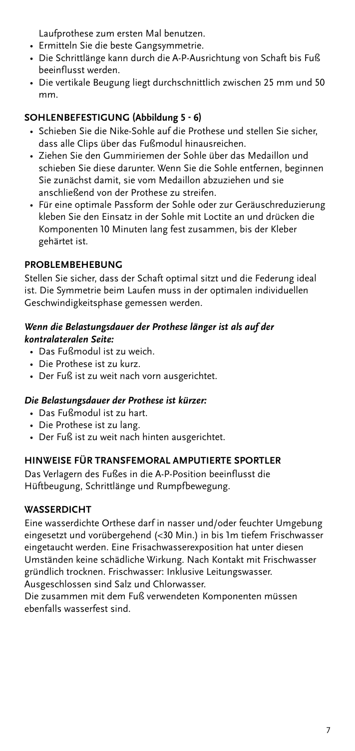Laufprothese zum ersten Mal benutzen.

- Ermitteln Sie die beste Gangsymmetrie.
- Die Schrittlänge kann durch die A-P-Ausrichtung von Schaft bis Fuß beeinflusst werden.
- Die vertikale Beugung liegt durchschnittlich zwischen 25 mm und 50 mm.

## SOHLENBEFESTIGUNG (Abbildung 5 - 6)

- Schieben Sie die Nike-Sohle auf die Prothese und stellen Sie sicher, dass alle Clips über das Fußmodul hinausreichen.
- Ziehen Sie den Gummiriemen der Sohle über das Medaillon und schieben Sie diese darunter. Wenn Sie die Sohle entfernen, beginnen Sie zunächst damit, sie vom Medaillon abzuziehen und sie anschließend von der Prothese zu streifen.
- Für eine optimale Passform der Sohle oder zur Geräuschreduzierung kleben Sie den Einsatz in der Sohle mit Loctite an und drücken die Komponenten 10 Minuten lang fest zusammen, bis der Kleber gehärtet ist.

## PROBLEMBEHEBUNG

Stellen Sie sicher, dass der Schaft optimal sitzt und die Federung ideal ist. Die Symmetrie beim Laufen muss in der optimalen individuellen Geschwindigkeitsphase gemessen werden.

### *Wenn die Belastungsdauer der Prothese länger ist als auf der kontralateralen Seite:*

- Das Fußmodul ist zu weich.
- Die Prothese ist zu kurz.
- Der Fuß ist zu weit nach vorn ausgerichtet.

### *Die Belastungsdauer der Prothese ist kürzer:*

- Das Fußmodul ist zu hart.
- Die Prothese ist zu lang.
- Der Fuß ist zu weit nach hinten ausgerichtet.

## HINWEISE FÜR TRANSFEMORAL AMPUTIERTE SPORTLER

Das Verlagern des Fußes in die A-P-Position beeinflusst die Hüftbeugung, Schrittlänge und Rumpfbewegung.

## WASSERDICHT

Eine wasserdichte Orthese darf in nasser und/oder feuchter Umgebung eingesetzt und vorübergehend (<30 Min.) in bis 1m tiefem Frischwasser eingetaucht werden. Eine Frisachwasserexposition hat unter diesen Umständen keine schädliche Wirkung. Nach Kontakt mit Frischwasser gründlich trocknen. Frischwasser: Inklusive Leitungswasser. Ausgeschlossen sind Salz und Chlorwasser.

Die zusammen mit dem Fuß verwendeten Komponenten müssen ebenfalls wasserfest sind.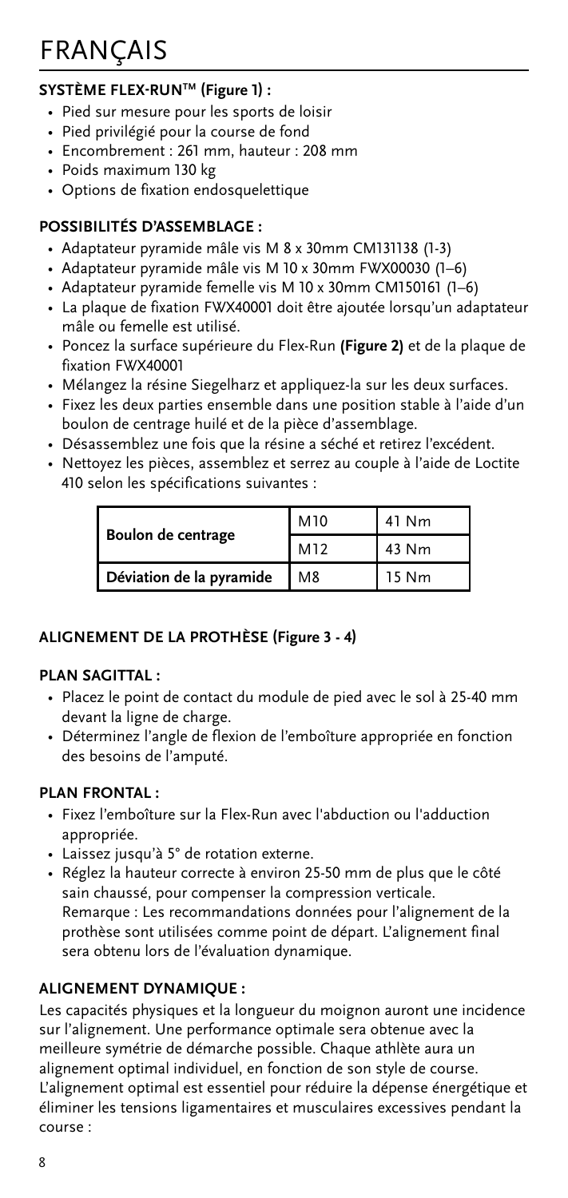# FRANÇAIS

**SYSTÈME FLEX-RUN™ (Figure 1) :**

- Pied sur mesure pour les sports de loisir
- Pied privilégié pour la course de fond
- Encombrement : 261 mm, hauteur : 208 mm
- Poids maximum 130 kg
- Options de fixation endosquelettique

**POSSIBILITÉS D'ASSEMBLAGE :**

- Adaptateur pyramide mâle vis M 8 x 30mm CM131138 (1-3)
- Adaptateur pyramide mâle vis M 10 x 30mm FWX00030 (1–6)
- Adaptateur pyramide femelle vis M 10 x 30mm CM150161 (1–6)
- La plaque de fixation FWX40001 doit être ajoutée lorsqu'un adaptateur mâle ou femelle est utilisé.
- Poncez la surface supérieure du Flex-Run **(Figure 2)** et de la plaque de fixation FWX40001
- Mélangez la résine Siegelharz et appliquez-la sur les deux surfaces.
- Fixez les deux parties ensemble dans une position stable à l'aide d'un boulon de centrage huilé et de la pièce d'assemblage.
- Désassemblez une fois que la résine a séché et retirez l'excédent.
- Nettoyez les pièces, assemblez et serrez au couple à l'aide de Loctite 410 selon les spécifications suivantes :

| | | |
|---|---|---|
| **Boulon de centrage** | M10 | 41 Nm |
| | M12 | 43 Nm |
| **Déviation de la pyramide** | M8 | 15 Nm |

**ALIGNEMENT DE LA PROTHÈSE (Figure 3 - 4)**

**PLAN SAGITTAL :**

- Placez le point de contact du module de pied avec le sol à 25-40 mm devant la ligne de charge.
- Déterminez l'angle de flexion de l'emboîture appropriée en fonction des besoins de l'amputé.

**PLAN FRONTAL :**

- Fixez l'emboîture sur la Flex-Run avec l'abduction ou l'adduction appropriée.
- Laissez jusqu'à 5° de rotation externe.
- Réglez la hauteur correcte à environ 25-50 mm de plus que le côté sain chaussé, pour compenser la compression verticale.
  Remarque : Les recommandations données pour l'alignement de la prothèse sont utilisées comme point de départ. L'alignement final sera obtenu lors de l'évaluation dynamique.

**ALIGNEMENT DYNAMIQUE :**

Les capacités physiques et la longueur du moignon auront une incidence sur l'alignement. Une performance optimale sera obtenue avec la meilleure symétrie de démarche possible. Chaque athlète aura un alignement optimal individuel, en fonction de son style de course. L'alignement optimal est essentiel pour réduire la dépense énergétique et éliminer les tensions ligamentaires et musculaires excessives pendant la course :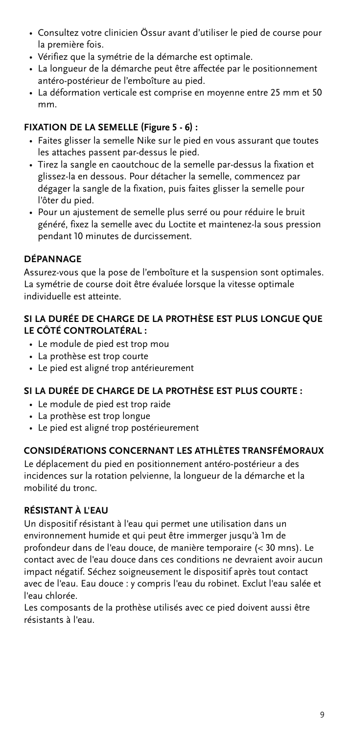- Consultez votre clinicien Össur avant d'utiliser le pied de course pour la première fois.
- Vérifiez que la symétrie de la démarche est optimale.
- La longueur de la démarche peut être affectée par le positionnement antéro-postérieur de l'emboîture au pied.
- La déformation verticale est comprise en moyenne entre 25 mm et 50 mm.

### FIXATION DE LA SEMELLE (Figure 5 - 6) :

- Faites glisser la semelle Nike sur le pied en vous assurant que toutes les attaches passent par-dessus le pied.
- Tirez la sangle en caoutchouc de la semelle par-dessus la fixation et glissez-la en dessous. Pour détacher la semelle, commencez par dégager la sangle de la fixation, puis faites glisser la semelle pour l'ôter du pied.
- Pour un ajustement de semelle plus serré ou pour réduire le bruit généré, fixez la semelle avec du Loctite et maintenez-la sous pression pendant 10 minutes de durcissement.

### DÉPANNAGE

Assurez-vous que la pose de l'emboîture et la suspension sont optimales. La symétrie de course doit être évaluée lorsque la vitesse optimale individuelle est atteinte.

### SI LA DURÉE DE CHARGE DE LA PROTHÈSE EST PLUS LONGUE QUE LE CÔTÉ CONTROLATÉRAL :

- Le module de pied est trop mou
- La prothèse est trop courte
- Le pied est aligné trop antérieurement

### SI LA DURÉE DE CHARGE DE LA PROTHÈSE EST PLUS COURTE :

- Le module de pied est trop raide
- La prothèse est trop longue
- Le pied est aligné trop postérieurement

### CONSIDÉRATIONS CONCERNANT LES ATHLÈTES TRANSFÉMORAUX

Le déplacement du pied en positionnement antéro-postérieur a des incidences sur la rotation pelvienne, la longueur de la démarche et la mobilité du tronc.

### RÉSISTANT À L'EAU

Un dispositif résistant à l'eau qui permet une utilisation dans un environnement humide et qui peut être immerger jusqu'à 1m de profondeur dans de l'eau douce, de manière temporaire (< 30 mns). Le contact avec de l'eau douce dans ces conditions ne devraient avoir aucun impact négatif. Séchez soigneusement le dispositif après tout contact avec de l'eau. Eau douce : y compris l'eau du robinet. Exclut l'eau salée et l'eau chlorée.

Les composants de la prothèse utilisés avec ce pied doivent aussi être résistants à l'eau.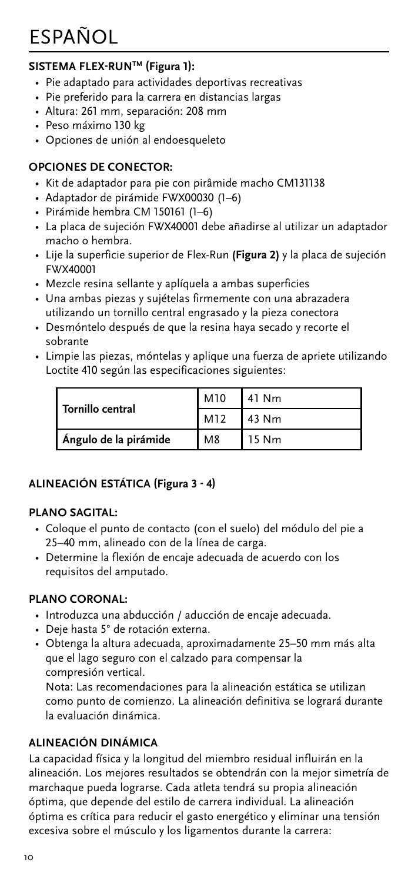# ESPAÑOL

### SISTEMA FLEX-RUN™ (Figura 1):

- Pie adaptado para actividades deportivas recreativas
- Pie preferido para la carrera en distancias largas
- Altura: 261 mm, separación: 208 mm
- Peso máximo 130 kg
- Opciones de unión al endoesqueleto

### OPCIONES DE CONECTOR:

- Kit de adaptador para pie con pirâmide macho CM131138
- Adaptador de pirámide FWX00030 (1–6)
- Pirámide hembra CM 150161 (1–6)
- La placa de sujeción FWX40001 debe añadirse al utilizar un adaptador macho o hembra.
- Lije la superficie superior de Flex-Run **(Figura 2)** y la placa de sujeción FWX40001
- Mezcle resina sellante y aplíquela a ambas superficies
- Una ambas piezas y sujételas firmemente con una abrazadera utilizando un tornillo central engrasado y la pieza conectora
- Desmóntelo después de que la resina haya secado y recorte el sobrante
- Limpie las piezas, móntelas y aplique una fuerza de apriete utilizando Loctite 410 según las especificaciones siguientes:

| | | |
|---|---|---|
| **Tornillo central** | M10 | 41 Nm |
| | M12 | 43 Nm |
| **Ángulo de la pirámide** | M8 | 15 Nm |

### ALINEACIÓN ESTÁTICA (Figura 3 - 4)

#### PLANO SAGITAL:

- Coloque el punto de contacto (con el suelo) del módulo del pie a 25–40 mm, alineado con de la línea de carga.
- Determine la flexión de encaje adecuada de acuerdo con los requisitos del amputado.

#### PLANO CORONAL:

- Introduzca una abducción / aducción de encaje adecuada.
- Deje hasta 5° de rotación externa.
- Obtenga la altura adecuada, aproximadamente 25–50 mm más alta que el lago seguro con el calzado para compensar la compresión vertical.

  Nota: Las recomendaciones para la alineación estática se utilizan como punto de comienzo. La alineación definitiva se logrará durante la evaluación dinámica.

### ALINEACIÓN DINÁMICA

La capacidad física y la longitud del miembro residual influirán en la alineación. Los mejores resultados se obtendrán con la mejor simetría de marchaque pueda lograrse. Cada atleta tendrá su propia alineación óptima, que depende del estilo de carrera individual. La alineación óptima es crítica para reducir el gasto energético y eliminar una tensión excesiva sobre el músculo y los ligamentos durante la carrera: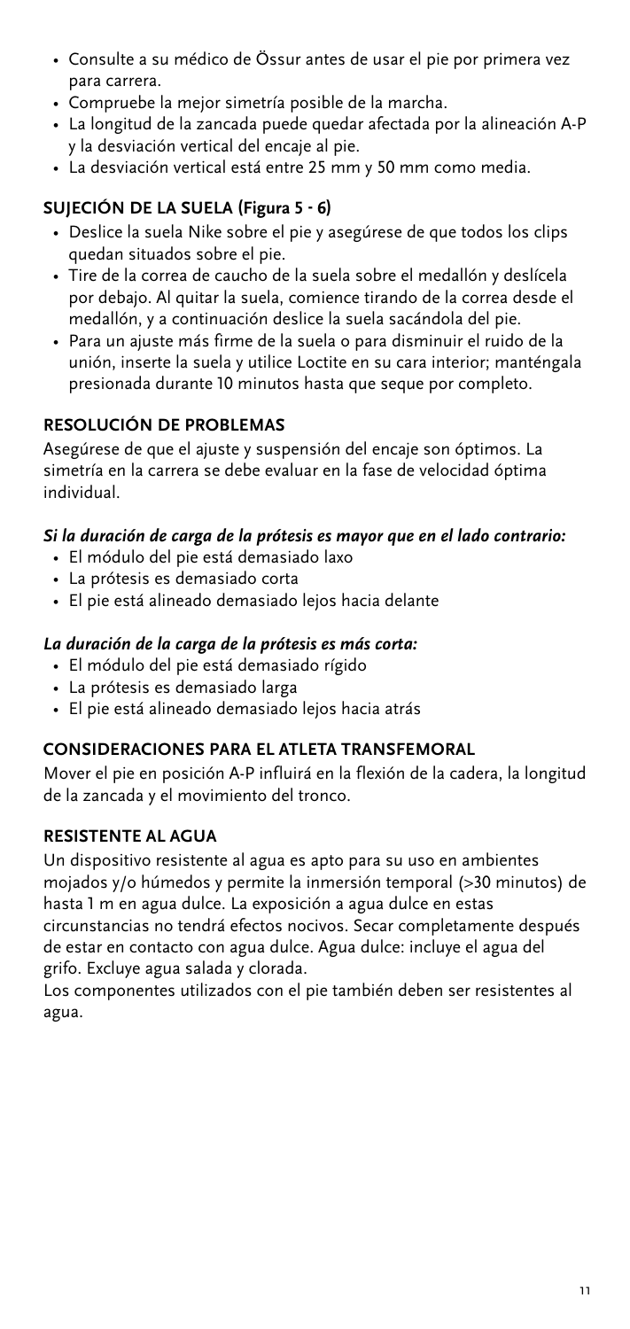- Consulte a su médico de Össur antes de usar el pie por primera vez para carrera.
- Compruebe la mejor simetría posible de la marcha.
- La longitud de la zancada puede quedar afectada por la alineación A-P y la desviación vertical del encaje al pie.
- La desviación vertical está entre 25 mm y 50 mm como media.

## SUJECIÓN DE LA SUELA (Figura 5 - 6)

- Deslice la suela Nike sobre el pie y asegúrese de que todos los clips quedan situados sobre el pie.
- Tire de la correa de caucho de la suela sobre el medallón y deslícela por debajo. Al quitar la suela, comience tirando de la correa desde el medallón, y a continuación deslice la suela sacándola del pie.
- Para un ajuste más firme de la suela o para disminuir el ruido de la unión, inserte la suela y utilice Loctite en su cara interior; manténgala presionada durante 10 minutos hasta que seque por completo.

## RESOLUCIÓN DE PROBLEMAS

Asegúrese de que el ajuste y suspensión del encaje son óptimos. La simetría en la carrera se debe evaluar en la fase de velocidad óptima individual.

### *Si la duración de carga de la prótesis es mayor que en el lado contrario:*

- El módulo del pie está demasiado laxo
- La prótesis es demasiado corta
- El pie está alineado demasiado lejos hacia delante

### *La duración de la carga de la prótesis es más corta:*

- El módulo del pie está demasiado rígido
- La prótesis es demasiado larga
- El pie está alineado demasiado lejos hacia atrás

## CONSIDERACIONES PARA EL ATLETA TRANSFEMORAL

Mover el pie en posición A-P influirá en la flexión de la cadera, la longitud de la zancada y el movimiento del tronco.

## RESISTENTE AL AGUA

Un dispositivo resistente al agua es apto para su uso en ambientes mojados y/o húmedos y permite la inmersión temporal (>30 minutos) de hasta 1 m en agua dulce. La exposición a agua dulce en estas circunstancias no tendrá efectos nocivos. Secar completamente después de estar en contacto con agua dulce. Agua dulce: incluye el agua del grifo. Excluye agua salada y clorada.

Los componentes utilizados con el pie también deben ser resistentes al agua.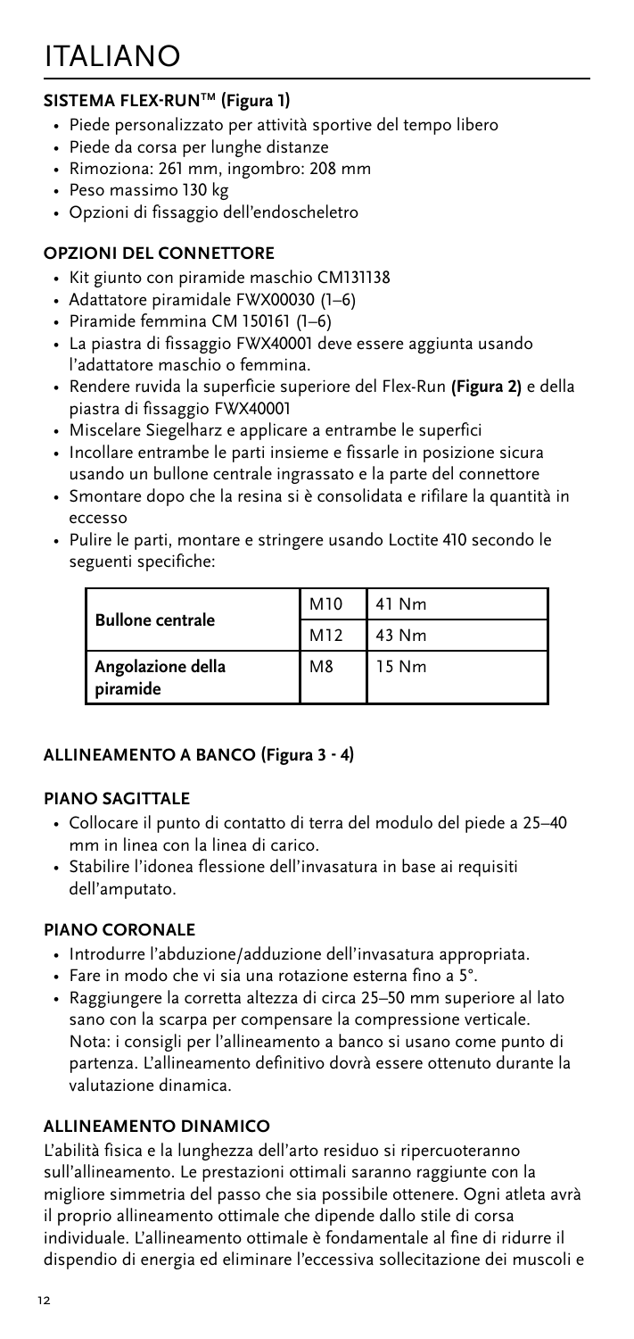# ITALIANO

### SISTEMA FLEX-RUN™ (Figura 1)

- Piede personalizzato per attività sportive del tempo libero
- Piede da corsa per lunghe distanze
- Rimoziona: 261 mm, ingombro: 208 mm
- Peso massimo 130 kg
- Opzioni di fissaggio dell'endoscheletro

### OPZIONI DEL CONNETTORE

- Kit giunto con piramide maschio CM131138
- Adattatore piramidale FWX00030 (1–6)
- Piramide femmina CM 150161 (1–6)
- La piastra di fissaggio FWX40001 deve essere aggiunta usando l'adattatore maschio o femmina.
- Rendere ruvida la superficie superiore del Flex-Run **(Figura 2)** e della piastra di fissaggio FWX40001
- Miscelare Siegelharz e applicare a entrambe le superfici
- Incollare entrambe le parti insieme e fissarle in posizione sicura usando un bullone centrale ingrassato e la parte del connettore
- Smontare dopo che la resina si è consolidata e rifilare la quantità in eccesso
- Pulire le parti, montare e stringere usando Loctite 410 secondo le seguenti specifiche:

| | | |
|---|---|---|
| **Bullone centrale** | M10 | 41 Nm |
| | M12 | 43 Nm |
| **Angolazione della piramide** | M8 | 15 Nm |

### ALLINEAMENTO A BANCO (Figura 3 - 4)

### PIANO SAGITTALE

- Collocare il punto di contatto di terra del modulo del piede a 25–40 mm in linea con la linea di carico.
- Stabilire l'idonea flessione dell'invasatura in base ai requisiti dell'amputato.

### PIANO CORONALE

- Introdurre l'abduzione/adduzione dell'invasatura appropriata.
- Fare in modo che vi sia una rotazione esterna fino a 5°.
- Raggiungere la corretta altezza di circa 25–50 mm superiore al lato sano con la scarpa per compensare la compressione verticale. Nota: i consigli per l'allineamento a banco si usano come punto di partenza. L'allineamento definitivo dovrà essere ottenuto durante la valutazione dinamica.

### ALLINEAMENTO DINAMICO

L'abilità fisica e la lunghezza dell'arto residuo si ripercuoteranno sull'allineamento. Le prestazioni ottimali saranno raggiunte con la migliore simmetria del passo che sia possibile ottenere. Ogni atleta avrà il proprio allineamento ottimale che dipende dallo stile di corsa individuale. L'allineamento ottimale è fondamentale al fine di ridurre il dispendio di energia ed eliminare l'eccessiva sollecitazione dei muscoli e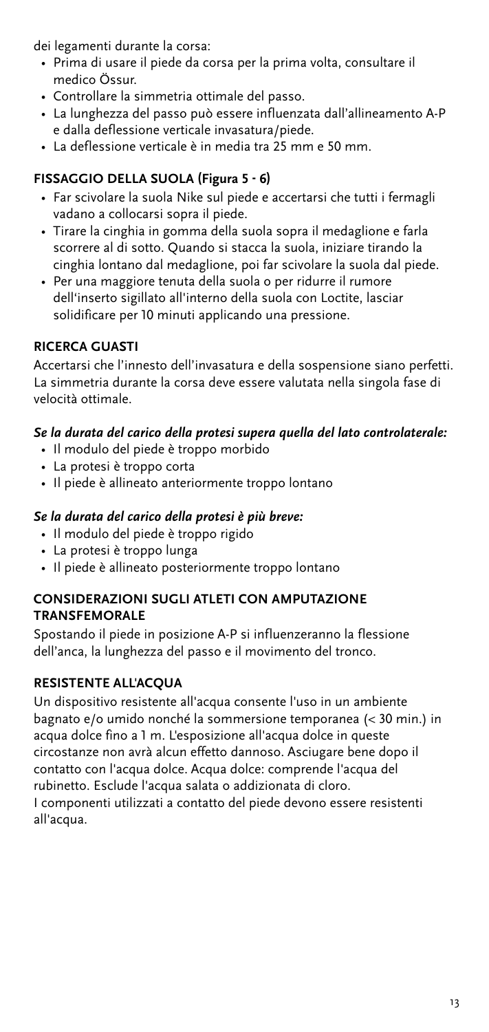dei legamenti durante la corsa:

- Prima di usare il piede da corsa per la prima volta, consultare il medico Össur.
- Controllare la simmetria ottimale del passo.
- La lunghezza del passo può essere influenzata dall'allineamento A-P e dalla deflessione verticale invasatura/piede.
- La deflessione verticale è in media tra 25 mm e 50 mm.

## FISSAGGIO DELLA SUOLA (Figura 5 - 6)

- Far scivolare la suola Nike sul piede e accertarsi che tutti i fermagli vadano a collocarsi sopra il piede.
- Tirare la cinghia in gomma della suola sopra il medaglione e farla scorrere al di sotto. Quando si stacca la suola, iniziare tirando la cinghia lontano dal medaglione, poi far scivolare la suola dal piede.
- Per una maggiore tenuta della suola o per ridurre il rumore dell'inserto sigillato all'interno della suola con Loctite, lasciar solidificare per 10 minuti applicando una pressione.

## RICERCA GUASTI

Accertarsi che l'innesto dell'invasatura e della sospensione siano perfetti. La simmetria durante la corsa deve essere valutata nella singola fase di velocità ottimale.

### *Se la durata del carico della protesi supera quella del lato controlaterale:*

- Il modulo del piede è troppo morbido
- La protesi è troppo corta
- Il piede è allineato anteriormente troppo lontano

### *Se la durata del carico della protesi è più breve:*

- Il modulo del piede è troppo rigido
- La protesi è troppo lunga
- Il piede è allineato posteriormente troppo lontano

## CONSIDERAZIONI SUGLI ATLETI CON AMPUTAZIONE TRANSFEMORALE

Spostando il piede in posizione A-P si influenzeranno la flessione dell'anca, la lunghezza del passo e il movimento del tronco.

## RESISTENTE ALL'ACQUA

Un dispositivo resistente all'acqua consente l'uso in un ambiente bagnato e/o umido nonché la sommersione temporanea (< 30 min.) in acqua dolce fino a 1 m. L'esposizione all'acqua dolce in queste circostanze non avrà alcun effetto dannoso. Asciugare bene dopo il contatto con l'acqua dolce. Acqua dolce: comprende l'acqua del rubinetto. Esclude l'acqua salata o addizionata di cloro.
I componenti utilizzati a contatto del piede devono essere resistenti all'acqua.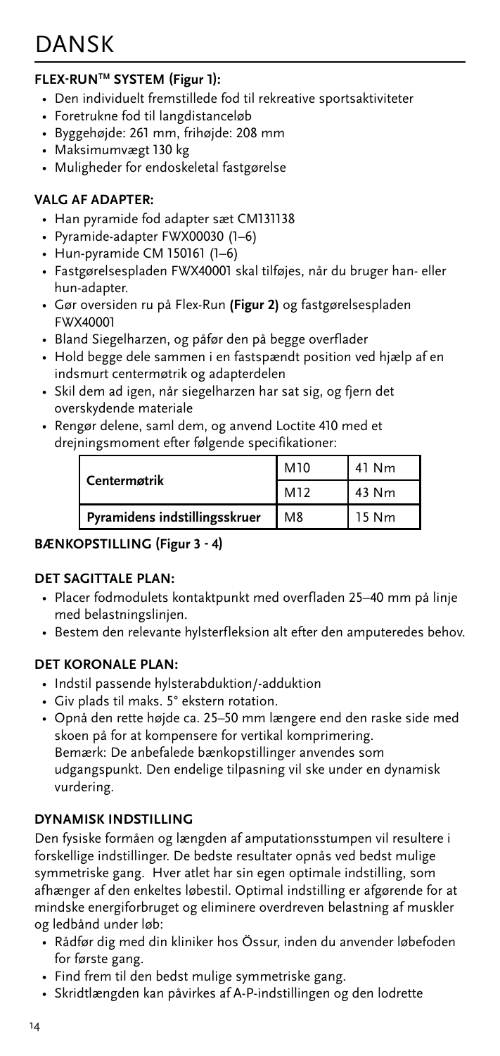# DANSK

### FLEX-RUN™ SYSTEM (Figur 1):

- Den individuelt fremstillede fod til rekreative sportsaktiviteter
- Foretrukne fod til langdistanceløb
- Byggehøjde: 261 mm, frihøjde: 208 mm
- Maksimumvægt 130 kg
- Muligheder for endoskeletal fastgørelse

### VALG AF ADAPTER:

- Han pyramide fod adapter sæt CM131138
- Pyramide-adapter FWX00030 (1–6)
- Hun-pyramide CM 150161 (1–6)
- Fastgørelsespladen FWX40001 skal tilføjes, når du bruger han- eller hun-adapter.
- Gør oversiden ru på Flex-Run **(Figur 2)** og fastgørelsespladen FWX40001
- Bland Siegelharzen, og påfør den på begge overflader
- Hold begge dele sammen i en fastspændt position ved hjælp af en indsmurt centermøtrik og adapterdelen
- Skil dem ad igen, når siegelharzen har sat sig, og fjern det overskydende materiale
- Rengør delene, saml dem, og anvend Loctite 410 med et drejningsmoment efter følgende specifikationer:

| | | |
|---|---|---|
| **Centermøtrik** | M10 | 41 Nm |
| | M12 | 43 Nm |
| **Pyramidens indstillingsskruer** | M8 | 15 Nm |

### BÆNKOPSTILLING (Figur 3 - 4)

### DET SAGITTALE PLAN:

- Placer fodmodulets kontaktpunkt med overfladen 25–40 mm på linje med belastningslinjen.
- Bestem den relevante hylsterfleksion alt efter den amputeredes behov.

### DET KORONALE PLAN:

- Indstil passende hylsterabduktion/-adduktion
- Giv plads til maks. 5° ekstern rotation.
- Opnå den rette højde ca. 25–50 mm længere end den raske side med skoen på for at kompensere for vertikal komprimering.
  Bemærk: De anbefalede bænkopstillinger anvendes som udgangspunkt. Den endelige tilpasning vil ske under en dynamisk vurdering.

### DYNAMISK INDSTILLING

Den fysiske formåen og længden af amputationsstumpen vil resultere i forskellige indstillinger. De bedste resultater opnås ved bedst mulige symmetriske gang. Hver atlet har sin egen optimale indstilling, som afhænger af den enkeltes løbestil. Optimal indstilling er afgørende for at mindske energiforbruget og eliminere overdreven belastning af muskler og ledbånd under løb:

- Rådfør dig med din kliniker hos Össur, inden du anvender løbefoden for første gang.
- Find frem til den bedst mulige symmetriske gang.
- Skridtlængden kan påvirkes af A-P-indstillingen og den lodrette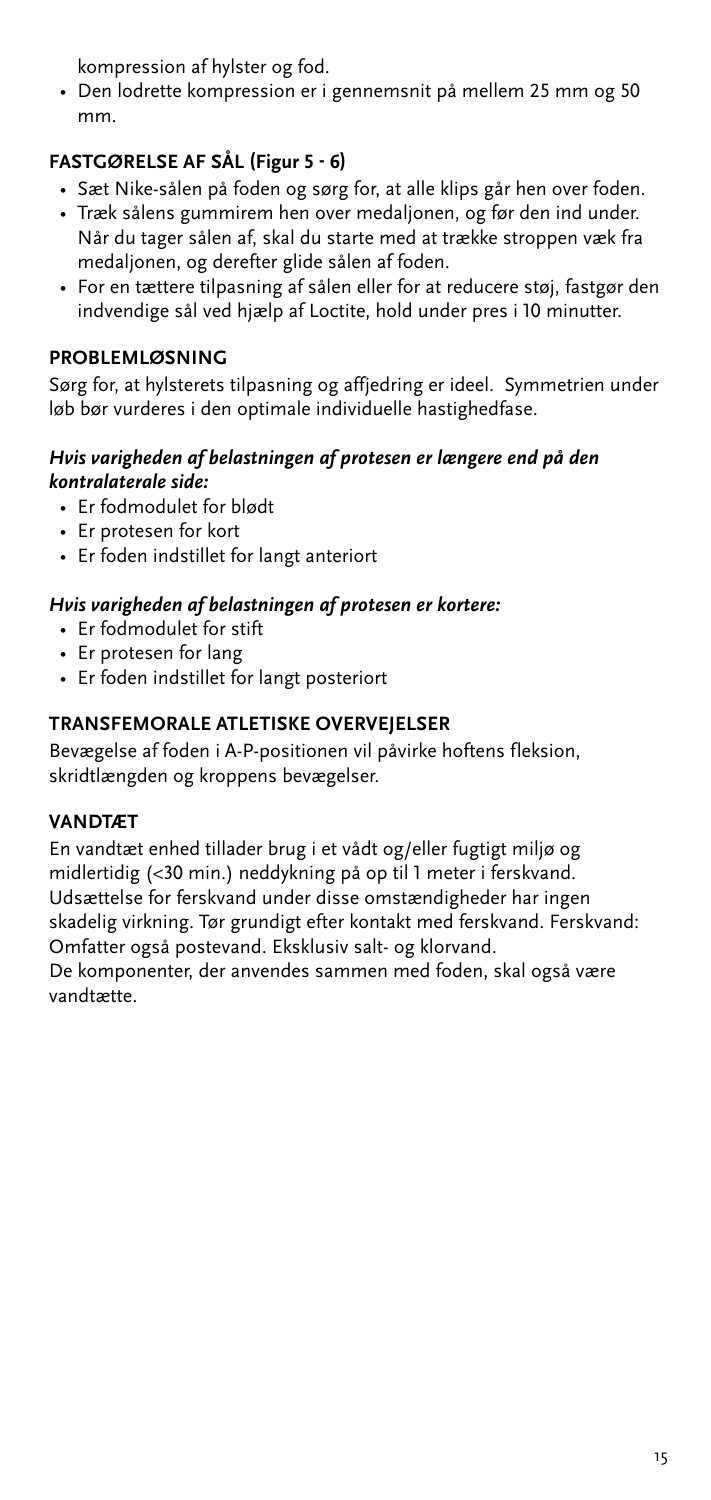kompression af hylster og fod.

- Den lodrette kompression er i gennemsnit på mellem 25 mm og 50 mm.

## FASTGØRELSE AF SÅL (Figur 5 - 6)

- Sæt Nike-sålen på foden og sørg for, at alle klips går hen over foden.
- Træk sålens gummirem hen over medaljonen, og før den ind under. Når du tager sålen af, skal du starte med at trække stroppen væk fra medaljonen, og derefter glide sålen af foden.
- For en tættere tilpasning af sålen eller for at reducere støj, fastgør den indvendige sål ved hjælp af Loctite, hold under pres i 10 minutter.

## PROBLEMLØSNING

Sørg for, at hylsterets tilpasning og affjedring er ideel. Symmetrien under løb bør vurderes i den optimale individuelle hastighedfase.

***Hvis varigheden af belastningen af protesen er længere end på den kontralaterale side:***

- Er fodmodulet for blødt
- Er protesen for kort
- Er foden indstillet for langt anteriort

***Hvis varigheden af belastningen af protesen er kortere:***

- Er fodmodulet for stift
- Er protesen for lang
- Er foden indstillet for langt posteriort

## TRANSFEMORALE ATLETISKE OVERVEJELSER

Bevægelse af foden i A-P-positionen vil påvirke hoftens fleksion, skridtlængden og kroppens bevægelser.

## VANDTÆT

En vandtæt enhed tillader brug i et vådt og/eller fugtigt miljø og midlertidig (<30 min.) neddykning på op til 1 meter i ferskvand. Udsættelse for ferskvand under disse omstændigheder har ingen skadelig virkning. Tør grundigt efter kontakt med ferskvand. Ferskvand: Omfatter også postevand. Eksklusiv salt- og klorvand.

De komponenter, der anvendes sammen med foden, skal også være vandtætte.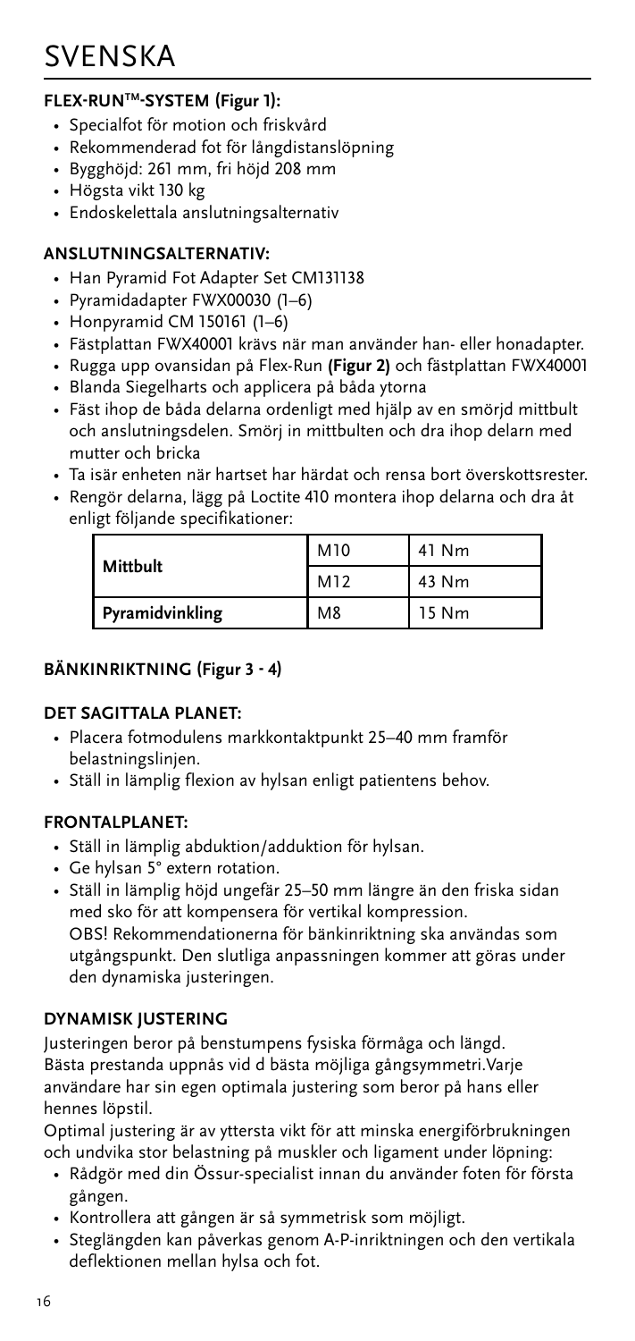# SVENSKA

### FLEX-RUN™-SYSTEM (Figur 1):

- Specialfot för motion och friskvård
- Rekommenderad fot för långdistanslöpning
- Bygghöjd: 261 mm, fri höjd 208 mm
- Högsta vikt 130 kg
- Endoskelettala anslutningsalternativ

### ANSLUTNINGSALTERNATIV:

- Han Pyramid Fot Adapter Set CM131138
- Pyramidadapter FWX00030 (1–6)
- Honpyramid CM 150161 (1–6)
- Fästplattan FWX40001 krävs när man använder han- eller honadapter.
- Rugga upp ovansidan på Flex-Run **(Figur 2)** och fästplattan FWX40001
- Blanda Siegelharts och applicera på båda ytorna
- Fäst ihop de båda delarna ordenligt med hjälp av en smörjd mittbult och anslutningsdelen. Smörj in mittbulten och dra ihop delarn med mutter och bricka
- Ta isär enheten när hartset har härdat och rensa bort överskottsrester.
- Rengör delarna, lägg på Loctite 410 montera ihop delarna och dra åt enligt följande specifikationer:

| | | |
|---|---|---|
| **Mittbult** | M10 | 41 Nm |
| | M12 | 43 Nm |
| **Pyramidvinkling** | M8 | 15 Nm |

### BÄNKINRIKTNING (Figur 3 - 4)

### DET SAGITTALA PLANET:

- Placera fotmodulens markkontaktpunkt 25–40 mm framför belastningslinjen.
- Ställ in lämplig flexion av hylsan enligt patientens behov.

### FRONTALPLANET:

- Ställ in lämplig abduktion/adduktion för hylsan.
- Ge hylsan 5° extern rotation.
- Ställ in lämplig höjd ungefär 25–50 mm längre än den friska sidan med sko för att kompensera för vertikal kompression.
  OBS! Rekommendationerna för bänkinriktning ska användas som utgångspunkt. Den slutliga anpassningen kommer att göras under den dynamiska justeringen.

### DYNAMISK JUSTERING

Justeringen beror på benstumpens fysiska förmåga och längd. Bästa prestanda uppnås vid d bästa möjliga gångsymmetri.Varje användare har sin egen optimala justering som beror på hans eller hennes löpstil.

Optimal justering är av yttersta vikt för att minska energiförbrukningen och undvika stor belastning på muskler och ligament under löpning:

- Rådgör med din Össur-specialist innan du använder foten för första gången.
- Kontrollera att gången är så symmetrisk som möjligt.
- Steglängden kan påverkas genom A-P-inriktningen och den vertikala deflektionen mellan hylsa och fot.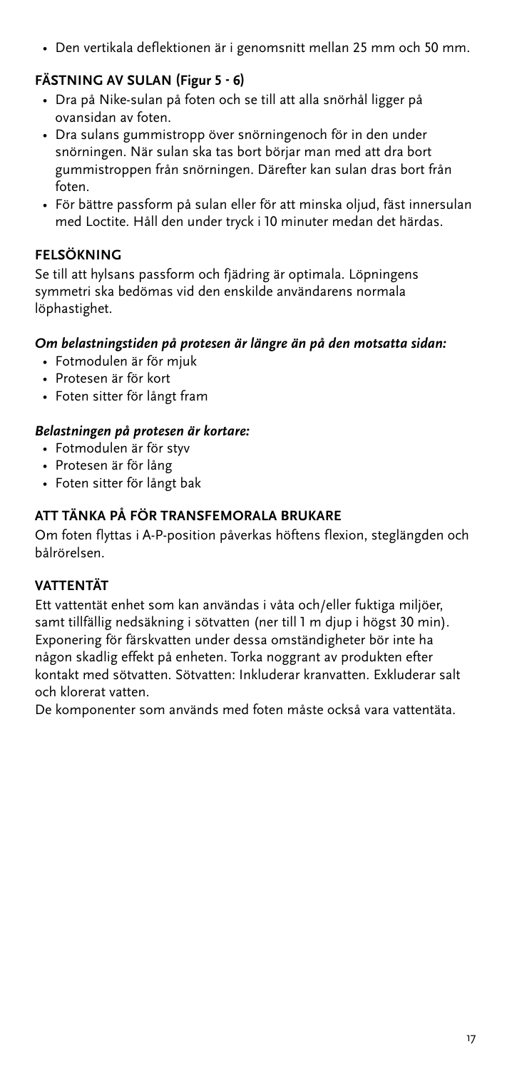- Den vertikala deflektionen är i genomsnitt mellan 25 mm och 50 mm.

## FÄSTNING AV SULAN (Figur 5 - 6)

- Dra på Nike-sulan på foten och se till att alla snörhål ligger på ovansidan av foten.
- Dra sulans gummistropp över snörningenoch för in den under snörningen. När sulan ska tas bort börjar man med att dra bort gummistroppen från snörningen. Därefter kan sulan dras bort från foten.
- För bättre passform på sulan eller för att minska oljud, fäst innersulan med Loctite. Håll den under tryck i 10 minuter medan det härdas.

## FELSÖKNING

Se till att hylsans passform och fjädring är optimala. Löpningens symmetri ska bedömas vid den enskilde användarens normala löphastighet.

***Om belastningstiden på protesen är längre än på den motsatta sidan:***

- Fotmodulen är för mjuk
- Protesen är för kort
- Foten sitter för långt fram

***Belastningen på protesen är kortare:***

- Fotmodulen är för styv
- Protesen är för lång
- Foten sitter för långt bak

## ATT TÄNKA PÅ FÖR TRANSFEMORALA BRUKARE

Om foten flyttas i A-P-position påverkas höftens flexion, steglängden och bålrörelsen.

## VATTENTÄT

Ett vattentät enhet som kan användas i våta och/eller fuktiga miljöer, samt tillfällig nedsäkning i sötvatten (ner till 1 m djup i högst 30 min). Exponering för färskvatten under dessa omständigheter bör inte ha någon skadlig effekt på enheten. Torka noggrant av produkten efter kontakt med sötvatten. Sötvatten: Inkluderar kranvatten. Exkluderar salt och klorerat vatten.

De komponenter som används med foten måste också vara vattentäta.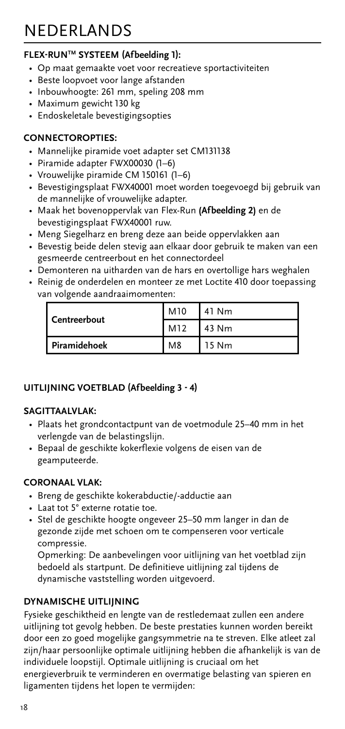# NEDERLANDS

### FLEX-RUN™ SYSTEEM (Afbeelding 1):

- Op maat gemaakte voet voor recreatieve sportactiviteiten
- Beste loopvoet voor lange afstanden
- Inbouwhoogte: 261 mm, speling 208 mm
- Maximum gewicht 130 kg
- Endoskeletale bevestigingsopties

### CONNECTOROPTIES:

- Mannelijke piramide voet adapter set CM131138
- Piramide adapter FWX00030 (1–6)
- Vrouwelijke piramide CM 150161 (1–6)
- Bevestigingsplaat FWX40001 moet worden toegevoegd bij gebruik van de mannelijke of vrouwelijke adapter.
- Maak het bovenoppervlak van Flex-Run **(Afbeelding 2)** en de bevestigingsplaat FWX40001 ruw.
- Meng Siegelharz en breng deze aan beide oppervlakken aan
- Bevestig beide delen stevig aan elkaar door gebruik te maken van een gesmeerde centreerbout en het connectordeel
- Demonteren na uitharden van de hars en overtollige hars weghalen
- Reinig de onderdelen en monteer ze met Loctite 410 door toepassing van volgende aandraaimomenten:

| | | |
|---|---|---|
| **Centreerbout** | M10 | 41 Nm |
| | M12 | 43 Nm |
| **Piramidehoek** | M8 | 15 Nm |

### UITLIJNING VOETBLAD (Afbeelding 3 - 4)

#### SAGITTAALVLAK:

- Plaats het grondcontactpunt van de voetmodule 25–40 mm in het verlengde van de belastingslijn.
- Bepaal de geschikte kokerflexie volgens de eisen van de geamputeerde.

#### CORONAAL VLAK:

- Breng de geschikte kokerabductie/-adductie aan
- Laat tot 5° externe rotatie toe.
- Stel de geschikte hoogte ongeveer 25–50 mm langer in dan de gezonde zijde met schoen om te compenseren voor verticale compressie.

  Opmerking: De aanbevelingen voor uitlijning van het voetblad zijn bedoeld als startpunt. De definitieve uitlijning zal tijdens de dynamische vaststelling worden uitgevoerd.

### DYNAMISCHE UITLIJNING

Fysieke geschiktheid en lengte van de restledemaat zullen een andere uitlijning tot gevolg hebben. De beste prestaties kunnen worden bereikt door een zo goed mogelijke gangsymmetrie na te streven. Elke atleet zal zijn/haar persoonlijke optimale uitlijning hebben die afhankelijk is van de individuele loopstijl. Optimale uitlijning is cruciaal om het energieverbruik te verminderen en overmatige belasting van spieren en ligamenten tijdens het lopen te vermijden: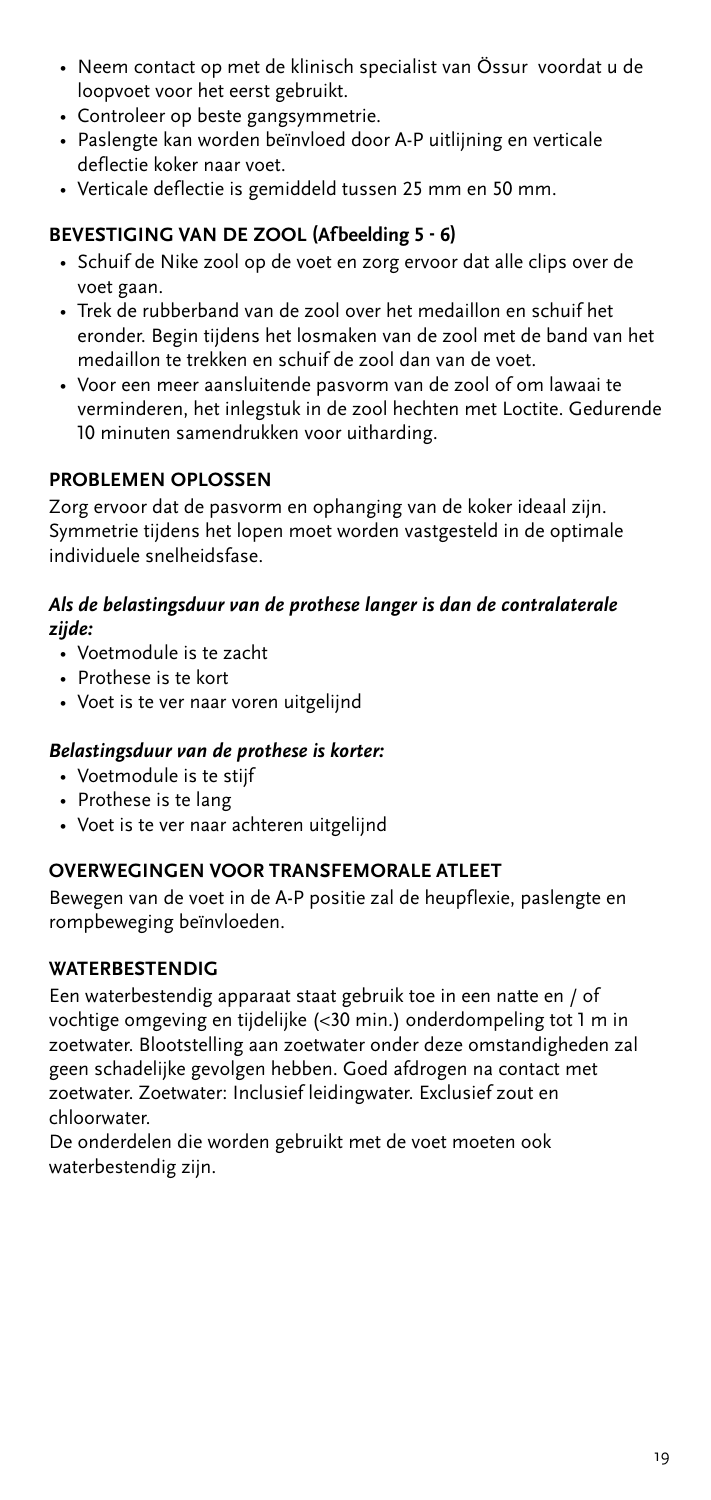- Neem contact op met de klinisch specialist van Össur  voordat u de loopvoet voor het eerst gebruikt.
- Controleer op beste gangsymmetrie.
- Paslengte kan worden beïnvloed door A-P uitlijning en verticale deflectie koker naar voet.
- Verticale deflectie is gemiddeld tussen 25 mm en 50 mm.

## BEVESTIGING VAN DE ZOOL (Afbeelding 5 - 6)

- Schuif de Nike zool op de voet en zorg ervoor dat alle clips over de voet gaan.
- Trek de rubberband van de zool over het medaillon en schuif het eronder. Begin tijdens het losmaken van de zool met de band van het medaillon te trekken en schuif de zool dan van de voet.
- Voor een meer aansluitende pasvorm van de zool of om lawaai te verminderen, het inlegstuk in de zool hechten met Loctite. Gedurende 10 minuten samendrukken voor uitharding.

## PROBLEMEN OPLOSSEN

Zorg ervoor dat de pasvorm en ophanging van de koker ideaal zijn. Symmetrie tijdens het lopen moet worden vastgesteld in de optimale individuele snelheidsfase.

***Als de belastingsduur van de prothese langer is dan de contralaterale zijde:***

- Voetmodule is te zacht
- Prothese is te kort
- Voet is te ver naar voren uitgelijnd

***Belastingsduur van de prothese is korter:***

- Voetmodule is te stijf
- Prothese is te lang
- Voet is te ver naar achteren uitgelijnd

## OVERWEGINGEN VOOR TRANSFEMORALE ATLEET

Bewegen van de voet in de A-P positie zal de heupflexie, paslengte en rompbeweging beïnvloeden.

## WATERBESTENDIG

Een waterbestendig apparaat staat gebruik toe in een natte en / of vochtige omgeving en tijdelijke (<30 min.) onderdompeling tot 1 m in zoetwater. Blootstelling aan zoetwater onder deze omstandigheden zal geen schadelijke gevolgen hebben. Goed afdrogen na contact met zoetwater. Zoetwater: Inclusief leidingwater. Exclusief zout en chloorwater.

De onderdelen die worden gebruikt met de voet moeten ook waterbestendig zijn.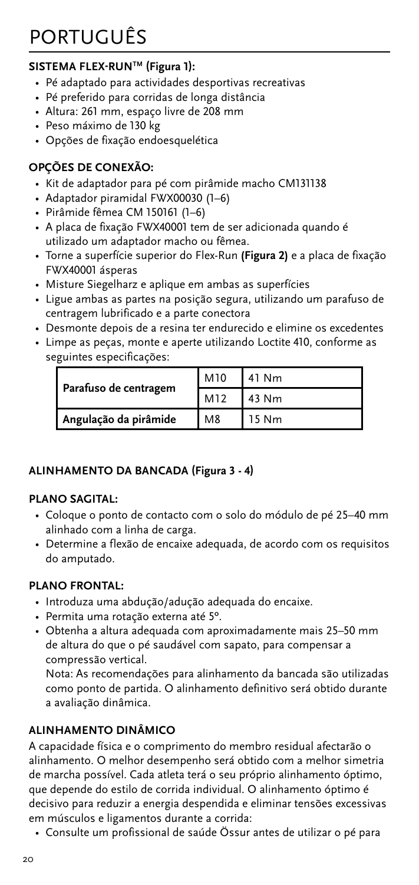# PORTUGUÊS

### SISTEMA FLEX-RUN™ (Figura 1):

- Pé adaptado para actividades desportivas recreativas
- Pé preferido para corridas de longa distância
- Altura: 261 mm, espaço livre de 208 mm
- Peso máximo de 130 kg
- Opções de fixação endoesquelética

### OPÇÕES DE CONEXÃO:

- Kit de adaptador para pé com pirâmide macho CM131138
- Adaptador piramidal FWX00030 (1–6)
- Pirâmide fêmea CM 150161 (1–6)
- A placa de fixação FWX40001 tem de ser adicionada quando é utilizado um adaptador macho ou fêmea.
- Torne a superfície superior do Flex-Run **(Figura 2)** e a placa de fixação FWX40001 ásperas
- Misture Siegelharz e aplique em ambas as superfícies
- Ligue ambas as partes na posição segura, utilizando um parafuso de centragem lubrificado e a parte conectora
- Desmonte depois de a resina ter endurecido e elimine os excedentes
- Limpe as peças, monte e aperte utilizando Loctite 410, conforme as seguintes especificações:

| | | |
|---|---|---|
| **Parafuso de centragem** | M10 | 41 Nm |
| | M12 | 43 Nm |
| **Angulação da pirâmide** | M8 | 15 Nm |

### ALINHAMENTO DA BANCADA (Figura 3 - 4)

#### PLANO SAGITAL:

- Coloque o ponto de contacto com o solo do módulo de pé 25–40 mm alinhado com a linha de carga.
- Determine a flexão de encaixe adequada, de acordo com os requisitos do amputado.

#### PLANO FRONTAL:

- Introduza uma abdução/adução adequada do encaixe.
- Permita uma rotação externa até 5°.
- Obtenha a altura adequada com aproximadamente mais 25–50 mm de altura do que o pé saudável com sapato, para compensar a compressão vertical.

  Nota: As recomendações para alinhamento da bancada são utilizadas como ponto de partida. O alinhamento definitivo será obtido durante a avaliação dinâmica.

### ALINHAMENTO DINÂMICO

A capacidade física e o comprimento do membro residual afectarão o alinhamento. O melhor desempenho será obtido com a melhor simetria de marcha possível. Cada atleta terá o seu próprio alinhamento óptimo, que depende do estilo de corrida individual. O alinhamento óptimo é decisivo para reduzir a energia despendida e eliminar tensões excessivas em músculos e ligamentos durante a corrida:

- Consulte um profissional de saúde Össur antes de utilizar o pé para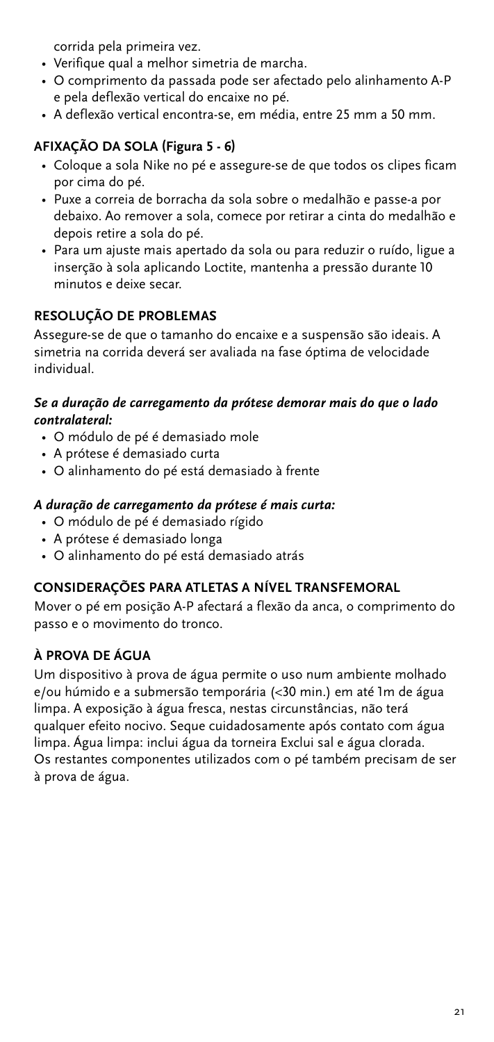corrida pela primeira vez.

- Verifique qual a melhor simetria de marcha.
- O comprimento da passada pode ser afectado pelo alinhamento A-P e pela deflexão vertical do encaixe no pé.
- A deflexão vertical encontra-se, em média, entre 25 mm a 50 mm.

### AFIXAÇÃO DA SOLA (Figura 5 - 6)

- Coloque a sola Nike no pé e assegure-se de que todos os clipes ficam por cima do pé.
- Puxe a correia de borracha da sola sobre o medalhão e passe-a por debaixo. Ao remover a sola, comece por retirar a cinta do medalhão e depois retire a sola do pé.
- Para um ajuste mais apertado da sola ou para reduzir o ruído, ligue a inserção à sola aplicando Loctite, mantenha a pressão durante 10 minutos e deixe secar.

### RESOLUÇÃO DE PROBLEMAS

Assegure-se de que o tamanho do encaixe e a suspensão são ideais. A simetria na corrida deverá ser avaliada na fase óptima de velocidade individual.

***Se a duração de carregamento da prótese demorar mais do que o lado contralateral:***

- O módulo de pé é demasiado mole
- A prótese é demasiado curta
- O alinhamento do pé está demasiado à frente

***A duração de carregamento da prótese é mais curta:***

- O módulo de pé é demasiado rígido
- A prótese é demasiado longa
- O alinhamento do pé está demasiado atrás

### CONSIDERAÇÕES PARA ATLETAS A NÍVEL TRANSFEMORAL

Mover o pé em posição A-P afectará a flexão da anca, o comprimento do passo e o movimento do tronco.

### À PROVA DE ÁGUA

Um dispositivo à prova de água permite o uso num ambiente molhado e/ou húmido e a submersão temporária (<30 min.) em até 1m de água limpa. A exposição à água fresca, nestas circunstâncias, não terá qualquer efeito nocivo. Seque cuidadosamente após contato com água limpa. Água limpa: inclui água da torneira Exclui sal e água clorada. Os restantes componentes utilizados com o pé também precisam de ser à prova de água.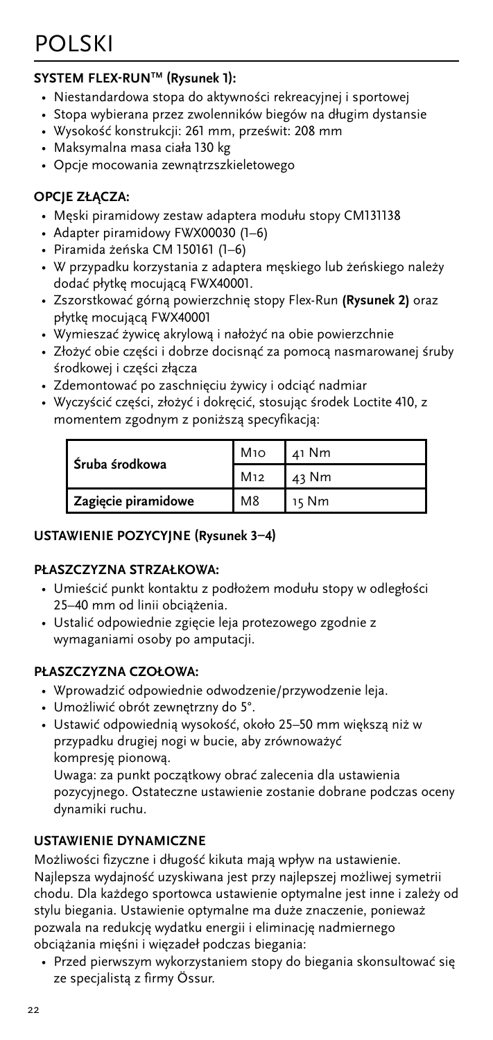# POLSKI

**SYSTEM FLEX-RUN™ (Rysunek 1):**

- Niestandardowa stopa do aktywności rekreacyjnej i sportowej
- Stopa wybierana przez zwolenników biegów na długim dystansie
- Wysokość konstrukcji: 261 mm, prześwit: 208 mm
- Maksymalna masa ciała 130 kg
- Opcje mocowania zewnątrzszkieletowego

**OPCJE ZŁĄCZA:**

- Męski piramidowy zestaw adaptera modułu stopy CM131138
- Adapter piramidowy FWX00030 (1–6)
- Piramida żeńska CM 150161 (1–6)
- W przypadku korzystania z adaptera męskiego lub żeńskiego należy dodać płytkę mocującą FWX40001.
- Zszorstkować górną powierzchnię stopy Flex-Run **(Rysunek 2)** oraz płytkę mocującą FWX40001
- Wymieszać żywicę akrylową i nałożyć na obie powierzchnie
- Złożyć obie części i dobrze docisnąć za pomocą nasmarowanej śruby środkowej i części złącza
- Zdemontować po zaschnięciu żywicy i odciąć nadmiar
- Wyczyścić części, złożyć i dokręcić, stosując środek Loctite 410, z momentem zgodnym z poniższą specyfikacją:

| | | |
|---|---|---|
| **Śruba środkowa** | M10 | 41 Nm |
| | M12 | 43 Nm |
| **Zagięcie piramidowe** | M8 | 15 Nm |

**USTAWIENIE POZYCYJNE (Rysunek 3–4)**

**PŁASZCZYZNA STRZAŁKOWA:**

- Umieścić punkt kontaktu z podłożem modułu stopy w odległości 25–40 mm od linii obciążenia.
- Ustalić odpowiednie zgięcie leja protezowego zgodnie z wymaganiami osoby po amputacji.

**PŁASZCZYZNA CZOŁOWA:**

- Wprowadzić odpowiednie odwodzenie/przywodzenie leja.
- Umożliwić obrót zewnętrzny do 5°.
- Ustawić odpowiednią wysokość, około 25–50 mm większą niż w przypadku drugiej nogi w bucie, aby zrównoważyć kompresję pionową.
  Uwaga: za punkt początkowy obrać zalecenia dla ustawienia pozycyjnego. Ostateczne ustawienie zostanie dobrane podczas oceny dynamiki ruchu.

**USTAWIENIE DYNAMICZNE**

Możliwości fizyczne i długość kikuta mają wpływ na ustawienie. Najlepsza wydajność uzyskiwana jest przy najlepszej możliwej symetrii chodu. Dla każdego sportowca ustawienie optymalne jest inne i zależy od stylu biegania. Ustawienie optymalne ma duże znaczenie, ponieważ pozwala na redukcję wydatku energii i eliminację nadmiernego obciążania mięśni i więzadeł podczas biegania:

- Przed pierwszym wykorzystaniem stopy do biegania skonsultować się ze specjalistą z firmy Össur.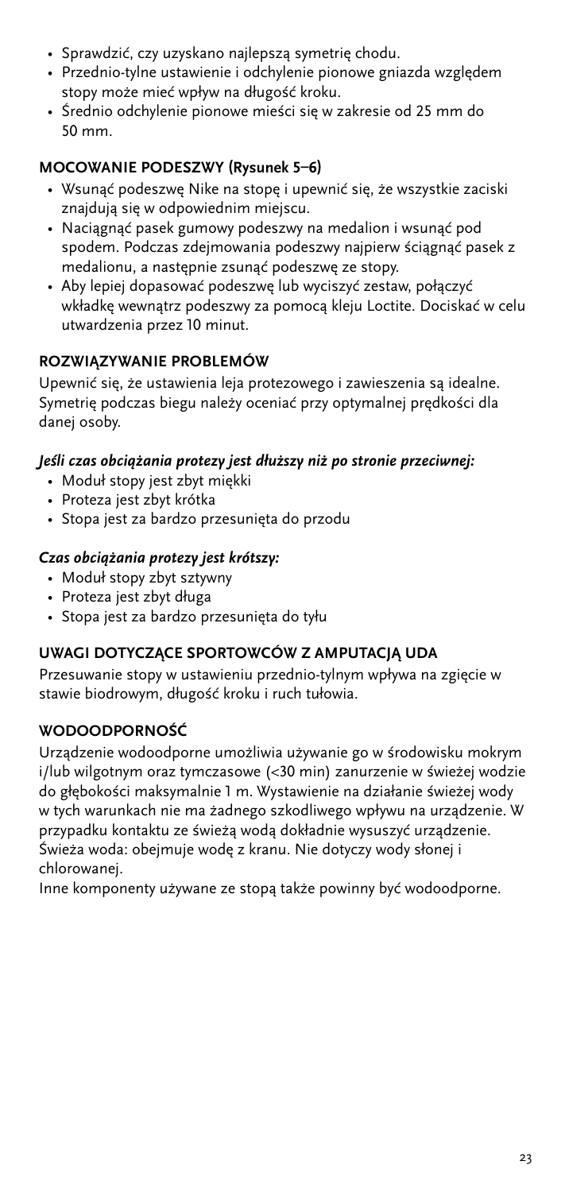- Sprawdzić, czy uzyskano najlepszą symetrię chodu.
- Przednio-tylne ustawienie i odchylenie pionowe gniazda względem stopy może mieć wpływ na długość kroku.
- Średnio odchylenie pionowe mieści się w zakresie od 25 mm do 50 mm.

## MOCOWANIE PODESZWY (Rysunek 5–6)

- Wsunąć podeszwę Nike na stopę i upewnić się, że wszystkie zaciski znajdują się w odpowiednim miejscu.
- Naciągnąć pasek gumowy podeszwy na medalion i wsunąć pod spodem. Podczas zdejmowania podeszwy najpierw ściągnąć pasek z medalionu, a następnie zsunąć podeszwę ze stopy.
- Aby lepiej dopasować podeszwę lub wyciszyć zestaw, połączyć wkładkę wewnątrz podeszwy za pomocą kleju Loctite. Dociskać w celu utwardzenia przez 10 minut.

## ROZWIĄZYWANIE PROBLEMÓW

Upewnić się, że ustawienia leja protezowego i zawieszenia są idealne. Symetrię podczas biegu należy oceniać przy optymalnej prędkości dla danej osoby.

***Jeśli czas obciążania protezy jest dłuższy niż po stronie przeciwnej:***

- Moduł stopy jest zbyt miękki
- Proteza jest zbyt krótka
- Stopa jest za bardzo przesunięta do przodu

***Czas obciążania protezy jest krótszy:***

- Moduł stopy zbyt sztywny
- Proteza jest zbyt długa
- Stopa jest za bardzo przesunięta do tyłu

## UWAGI DOTYCZĄCE SPORTOWCÓW Z AMPUTACJĄ UDA

Przesuwanie stopy w ustawieniu przednio-tylnym wpływa na zgięcie w stawie biodrowym, długość kroku i ruch tułowia.

## WODOODPORNOŚĆ

Urządzenie wodoodporne umożliwia używanie go w środowisku mokrym i/lub wilgotnym oraz tymczasowe (<30 min) zanurzenie w świeżej wodzie do głębokości maksymalnie 1 m. Wystawienie na działanie świeżej wody w tych warunkach nie ma żadnego szkodliwego wpływu na urządzenie. W przypadku kontaktu ze świeżą wodą dokładnie wysuszyć urządzenie. Świeża woda: obejmuje wodę z kranu. Nie dotyczy wody słonej i chlorowanej.

Inne komponenty używane ze stopą także powinny być wodoodporne.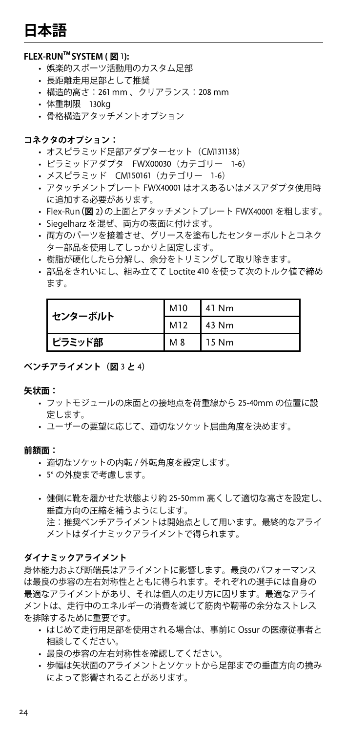# 日本語

**FLEX-RUN™ SYSTEM ( 図 1):**

- 娯楽的スポーツ活動用のカスタム足部
- 長距離走用足部として推奨
- 構造的高さ：261 mm 、クリアランス：208 mm
- 体重制限　130kg
- 骨格構造アタッチメントオプション

**コネクタのオプション：**

- オスピラミッド足部アダプターセット（CM131138）
- ピラミッドアダプタ　FWX00030（カテゴリー　1-6）
- メスピラミッド　CM150161（カテゴリー　1-6）
- アタッチメントプレート FWX40001 はオスあるいはメスアダプタ使用時に追加する必要があります。
- Flex-Run (**図** 2) の上面とアタッチメントプレート FWX40001 を粗します。
- Siegelharz を混ぜ、両方の表面に付けます。
- 両方のパーツを接着させ、グリースを塗布したセンターボルトとコネクター部品を使用してしっかりと固定します。
- 樹脂が硬化したら分解し、余分をトリミングして取り除きます。
- 部品をきれいにし、組み立てて Loctite 410 を使って次のトルク値で締めます。

| | | |
|---|---|---|
| **センターボルト** | M10 | 41 Nm |
| | M12 | 43 Nm |
| **ピラミッド部** | M 8 | 15 Nm |

**ベンチアライメント（図 3 と 4）**

**矢状面：**

- フットモジュールの床面との接地点を荷重線から 25-40mm の位置に設定します。
- ユーザーの要望に応じて、適切なソケット屈曲角度を決めます。

**前額面：**

- 適切なソケットの内転 / 外転角度を設定します。
- 5° の外旋まで考慮します。

- 健側に靴を履かせた状態より約 25-50mm 高くして適切な高さを設定し、垂直方向の圧縮を補うようにします。
  注：推奨ベンチアライメントは開始点として用います。最終的なアライメントはダイナミックアライメントで得られます。

**ダイナミックアライメント**

身体能力および断端長はアライメントに影響します。最良のパフォーマンスは最良の歩容の左右対称性とともに得られます。それぞれの選手には自身の最適なアライメントがあり、それは個人の走り方に因ります。最適なアライメントは、走行中のエネルギーの消費を減じて筋肉や靭帯の余分なストレスを排除するために重要です。

- はじめて走行用足部を使用される場合は、事前に Ossur の医療従事者と相談してください。
- 最良の歩容の左右対称性を確認してください。
- 歩幅は矢状面のアライメントとソケットから足部までの垂直方向の撓みによって影響されることがあります。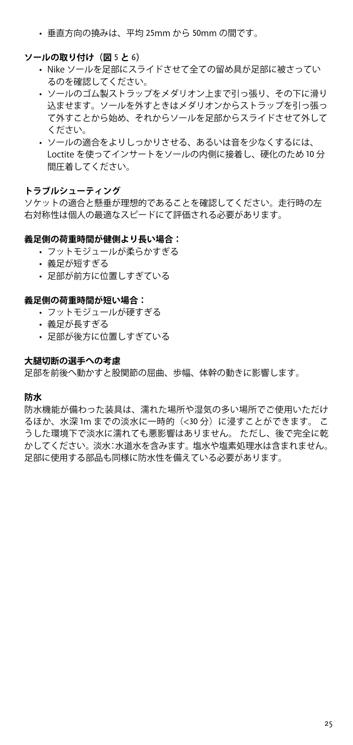- 垂直方向の撓みは、平均 25mm から 50mm の間です。

### ソールの取り付け（図 5 と 6）

- Nike ソールを足部にスライドさせて全ての留め具が足部に被さっているのを確認してください。
- ソールのゴム製ストラップをメダリオン上まで引っ張り、その下に滑り込ませます。ソールを外すときはメダリオンからストラップを引っ張って外すことから始め、それからソールを足部からスライドさせて外してください。
- ソールの適合をよりしっかりさせる、あるいは音を少なくするには、Loctite を使ってインサートをソールの内側に接着し、硬化のため 10 分間圧着してください。

### トラブルシューティング

ソケットの適合と懸垂が理想的であることを確認してください。走行時の左右対称性は個人の最適なスピードにて評価される必要があります。

### 義足側の荷重時間が健側より長い場合：

- フットモジュールが柔らかすぎる
- 義足が短すぎる
- 足部が前方に位置しすぎている

### 義足側の荷重時間が短い場合：

- フットモジュールが硬すぎる
- 義足が長すぎる
- 足部が後方に位置しすぎている

### 大腿切断の選手への考慮

足部を前後へ動かすと股関節の屈曲、歩幅、体幹の動きに影響します。

### 防水

防水機能が備わった装具は、濡れた場所や湿気の多い場所でご使用いただけるほか、水深 1m までの淡水に一時的（<30 分）に浸すことができます。 こうした環境下で淡水に濡れても悪影響はありません。 ただし、後で完全に乾かしてください。淡水：水道水を含みます。塩水や塩素処理水は含まれません。足部に使用する部品も同様に防水性を備えている必要があります。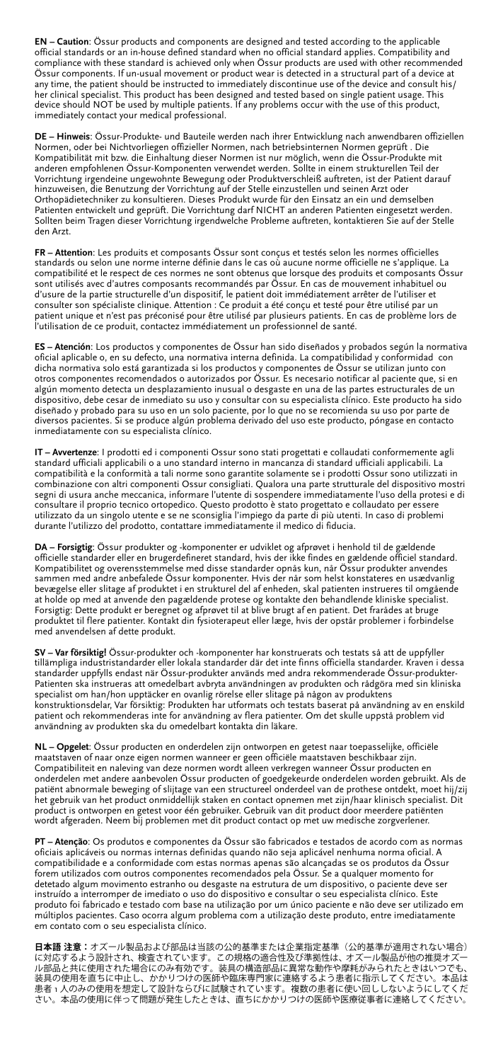**EN – Caution**: Össur products and components are designed and tested according to the applicable official standards or an in-house defined standard when no official standard applies. Compatibility and compliance with these standard is achieved only when Össur products are used with other recommended Össur components. If un-usual movement or product wear is detected in a structural part of a device at any time, the patient should be instructed to immediately discontinue use of the device and consult his/her clinical specialist. This product has been designed and tested based on single patient usage. This device should NOT be used by multiple patients. If any problems occur with the use of this product, immediately contact your medical professional.

**DE – Hinweis**: Össur-Produkte- und Bauteile werden nach ihrer Entwicklung nach anwendbaren offiziellen Normen, oder bei Nichtvorliegen offizieller Normen, nach betriebsinternen Normen geprüft . Die Kompatibilität mit bzw. die Einhaltung dieser Normen ist nur möglich, wenn die Össur-Produkte mit anderen empfohlenen Össur-Komponenten verwendet werden. Sollte in einem strukturellen Teil der Vorrichtung irgendeine ungewohnte Bewegung oder Produktverschleiß auftreten, ist der Patient darauf hinzuweisen, die Benutzung der Vorrichtung auf der Stelle einzustellen und seinen Arzt oder Orthopädietechniker zu konsultieren. Dieses Produkt wurde für den Einsatz an ein und demselben Patienten entwickelt und geprüft. Die Vorrichtung darf NICHT an anderen Patienten eingesetzt werden. Sollten beim Tragen dieser Vorrichtung irgendwelche Probleme auftreten, kontaktieren Sie auf der Stelle den Arzt.

**FR – Attention**: Les produits et composants Össur sont conçus et testés selon les normes officielles standards ou selon une norme interne définie dans le cas où aucune norme officielle ne s'applique. La compatibilité et le respect de ces normes ne sont obtenus que lorsque des produits et composants Össur sont utilisés avec d'autres composants recommandés par Össur. En cas de mouvement inhabituel ou d'usure de la partie structurelle d'un dispositif, le patient doit immédiatement arrêter de l'utiliser et consulter son spécialiste clinique. Attention : Ce produit a été conçu et testé pour être utilisé par un patient unique et n'est pas préconisé pour être utilisé par plusieurs patients. En cas de problème lors de l'utilisation de ce produit, contactez immédiatement un professionnel de santé.

**ES – Atención**: Los productos y componentes de Össur han sido diseñados y probados según la normativa oficial aplicable o, en su defecto, una normativa interna definida. La compatibilidad y conformidad con dicha normativa solo está garantizada si los productos y componentes de Össur se utilizan junto con otros componentes recomendados o autorizados por Össur. Es necesario notificar al paciente que, si en algún momento detecta un desplazamiento inusual o desgaste en una de las partes estructurales de un dispositivo, debe cesar de inmediato su uso y consultar con su especialista clínico. Este producto ha sido diseñado y probado para su uso en un solo paciente, por lo que no se recomienda su uso por parte de diversos pacientes. Si se produce algún problema derivado del uso este producto, póngase en contacto inmediatamente con su especialista clínico.

**IT – Avvertenze**: I prodotti ed i componenti Ossur sono stati progettati e collaudati conformemente agli standard ufficiali applicabili o a uno standard interno in mancanza di standard ufficiali applicabili. La compatibilità e la conformità a tali norme sono garantite solamente se i prodotti Ossur sono utilizzati in combinazione con altri componenti Ossur consigliati. Qualora una parte strutturale del dispositivo mostri segni di usura anche meccanica, informare l'utente di sospendere immediatamente l'uso della protesi e di consultare il proprio tecnico ortopedico. Questo prodotto è stato progettato e collaudato per essere utilizzato da un singolo utente e se ne sconsiglia l'impiego da parte di più utenti. In caso di problemi durante l'utilizzo del prodotto, contattare immediatamente il medico di fiducia.

**DA – Forsigtig**: Össur produkter og -komponenter er udviklet og afprøvet i henhold til de gældende officielle standarder eller en brugerdefineret standard, hvis der ikke findes en gældende officiel standard. Kompatibilitet og overensstemmelse med disse standarder opnås kun, når Össur produkter anvendes sammen med andre anbefalede Össur komponenter. Hvis der når som helst konstateres en usædvanlig bevægelse eller slitage af produktet i en strukturel del af enheden, skal patienten instrueres til omgående at holde op med at anvende den pågældende protese og kontakte den behandlende kliniske specialist. Forsigtig: Dette produkt er beregnet og afprøvet til at blive brugt af en patient. Det frarådes at bruge produktet til flere patienter. Kontakt din fysioterapeut eller læge, hvis der opstår problemer i forbindelse med anvendelsen af dette produkt.

**SV – Var försiktig!** Össur-produkter och -komponenter har konstruerats och testats så att de uppfyller tillämpliga industristandarder eller lokala standarder där det inte finns officiella standarder. Kraven i dessa standarder uppfylls endast när Össur-produkter används med andra rekommenderade Össur-produkter-Patienten ska instrueras att omedelbart avbryta användningen av produkten och rådgöra med sin kliniska specialist om han/hon upptäcker en ovanlig rörelse eller slitage på någon av produktens konstruktionsdelar, Var försiktig: Produkten har utformats och testats baserat på användning av en enskild patient och rekommenderas inte för användning av flera patienter. Om det skulle uppstå problem vid användning av produkten ska du omedelbart kontakta din läkare.

**NL – Opgelet**: Össur producten en onderdelen zijn ontworpen en getest naar toepasselijke, officiële maatstaven of naar onze eigen normen wanneer er geen officiële maatstaven beschikbaar zijn. Compatibiliteit en naleving van deze normen wordt alleen verkregen wanneer Össur producten en onderdelen met andere aanbevolen Össur producten of goedgekeurde onderdelen worden gebruikt. Als de patiënt abnormale beweging of slijtage van een structureel onderdeel van de prothese ontdekt, moet hij/zij het gebruik van het product onmiddellijk staken en contact opnemen met zijn/haar klinisch specialist. Dit product is ontworpen en getest voor één gebruiker. Gebruik van dit product door meerdere patiënten wordt afgeraden. Neem bij problemen met dit product contact op met uw medische zorgverlener.

**PT – Atenção**: Os produtos e componentes da Össur são fabricados e testados de acordo com as normas oficiais aplicáveis ou normas internas definidas quando não seja aplicável nenhuma norma oficial. A compatibilidade e a conformidade com estas normas apenas são alcançadas se os produtos da Össur forem utilizados com outros componentes recomendados pela Össur. Se a qualquer momento for detetado algum movimento estranho ou desgaste na estrutura de um dispositivo, o paciente deve ser instruído a interromper de imediato o uso do dispositivo e consultar o seu especialista clínico. Este produto foi fabricado e testado com base na utilização por um único paciente e não deve ser utilizado em múltiplos pacientes. Caso ocorra algum problema com a utilização deste produto, entre imediatamente em contato com o seu especialista clínico.

**日本語 注意：**オズール製品および部品は当該の公的基準または企業指定基準（公的基準が適用されない場合）に対応するよう設計され、検査されています。この規格の適合性及び準拠性は、オズール製品が他の推奨オズール部品と共に使用された場合にのみ有効です。装具の構造部品に異常な動作や摩耗がみられたときはいつでも、装具の使用を直ちに中止し、かかりつけの医師や臨床専門家に連絡するよう患者に指示してください。本品は患者 1 人のみの使用を想定して設計ならびに試験されています。複数の患者に使い回ししないようにしてください。本品の使用に伴って問題が発生したときは、直ちにかかりつけの医師や医療従事者に連絡してください。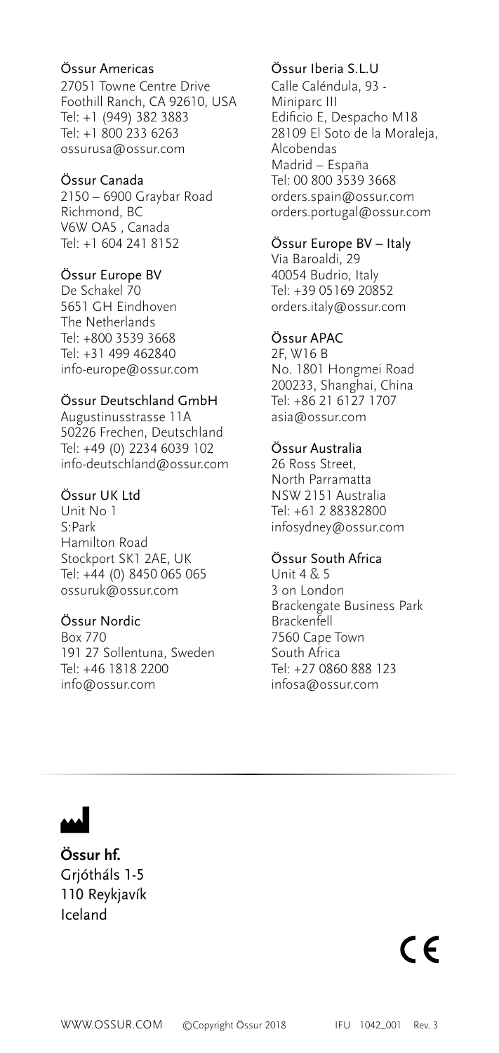Össur Americas
27051 Towne Centre Drive
Foothill Ranch, CA 92610, USA
Tel: +1 (949) 382 3883
Tel: +1 800 233 6263
ossurusa@ossur.com

Össur Canada
2150 – 6900 Graybar Road
Richmond, BC
V6W OA5 , Canada
Tel: +1 604 241 8152

Össur Europe BV
De Schakel 70
5651 GH Eindhoven
The Netherlands
Tel: +800 3539 3668
Tel: +31 499 462840
info-europe@ossur.com

Össur Deutschland GmbH
Augustinusstrasse 11A
50226 Frechen, Deutschland
Tel: +49 (0) 2234 6039 102
info-deutschland@ossur.com

Össur UK Ltd
Unit No 1
S:Park
Hamilton Road
Stockport SK1 2AE, UK
Tel: +44 (0) 8450 065 065
ossuruk@ossur.com

Össur Nordic
Box 770
191 27 Sollentuna, Sweden
Tel: +46 1818 2200
info@ossur.com

Össur Iberia S.L.U
Calle Caléndula, 93 -
Miniparc III
Edificio E, Despacho M18
28109 El Soto de la Moraleja,
Alcobendas
Madrid – España
Tel: 00 800 3539 3668
orders.spain@ossur.com
orders.portugal@ossur.com

Össur Europe BV – Italy
Via Baroaldi, 29
40054 Budrio, Italy
Tel: +39 05169 20852
orders.italy@ossur.com

Össur APAC
2F, W16 B
No. 1801 Hongmei Road
200233, Shanghai, China
Tel: +86 21 6127 1707
asia@ossur.com

Össur Australia
26 Ross Street,
North Parramatta
NSW 2151 Australia
Tel: +61 2 88382800
infosydney@ossur.com

Össur South Africa
Unit 4 & 5
3 on London
Brackengate Business Park
Brackenfell
7560 Cape Town
South Africa
Tel: +27 0860 888 123
infosa@ossur.com

**Össur hf.**
Grjótháls 1-5
110 Reykjavík
Iceland

CE

WWW.OSSUR.COM ©Copyright Össur 2018 IFU 1042_001 Rev. 3